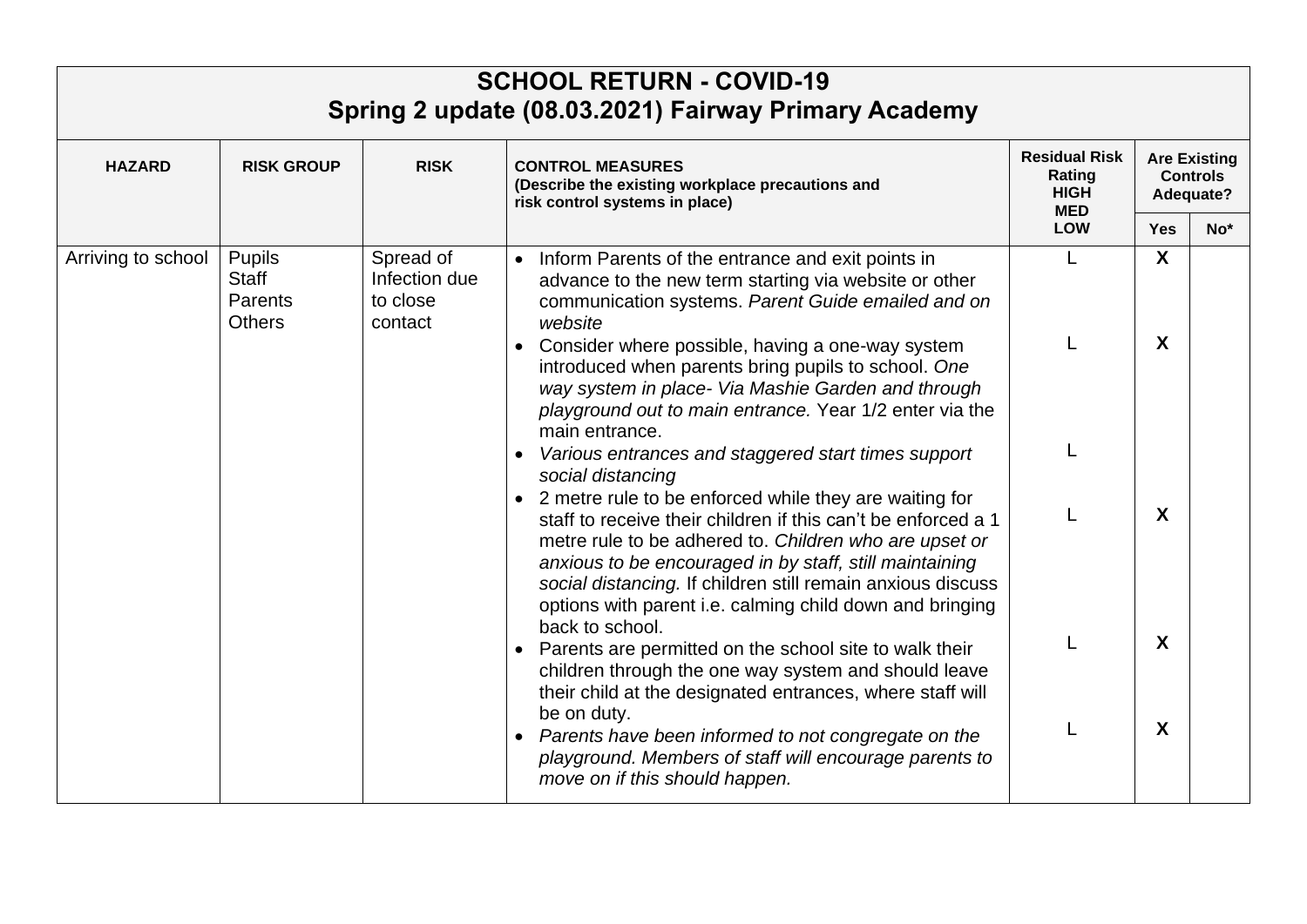# SCHOOL RETURN - COVID-19
## Spring 2 update (08.03.2021) Fairway Primary Academy

| HAZARD | RISK GROUP | RISK | CONTROL MEASURES (Describe the existing workplace precautions and risk control systems in place) | Residual Risk Rating HIGH MED LOW | Are Existing Controls Adequate? | |
|---|---|---|---|---|---|---|
| | | | | | Yes | No* |
| Arriving to school | Pupils<br>Staff<br>Parents<br>Others | Spread of Infection due to close contact | • Inform Parents of the entrance and exit points in advance to the new term starting via website or other communication systems. *Parent Guide emailed and on website* | L | X | |
| | | | • Consider where possible, having a one-way system introduced when parents bring pupils to school. *One way system in place- Via Mashie Garden and through playground out to main entrance.* Year 1/2 enter via the main entrance. | L | X | |
| | | | • *Various entrances and staggered start times support social distancing* | L | | |
| | | | • 2 metre rule to be enforced while they are waiting for staff to receive their children if this can't be enforced a 1 metre rule to be adhered to. *Children who are upset or anxious to be encouraged in by staff, still maintaining social distancing.* If children still remain anxious discuss options with parent i.e. calming child down and bringing back to school. | L | X | |
| | | | • Parents are permitted on the school site to walk their children through the one way system and should leave their child at the designated entrances, where staff will be on duty. | L | X | |
| | | | • *Parents have been informed to not congregate on the playground. Members of staff will encourage parents to move on if this should happen.* | L | X | |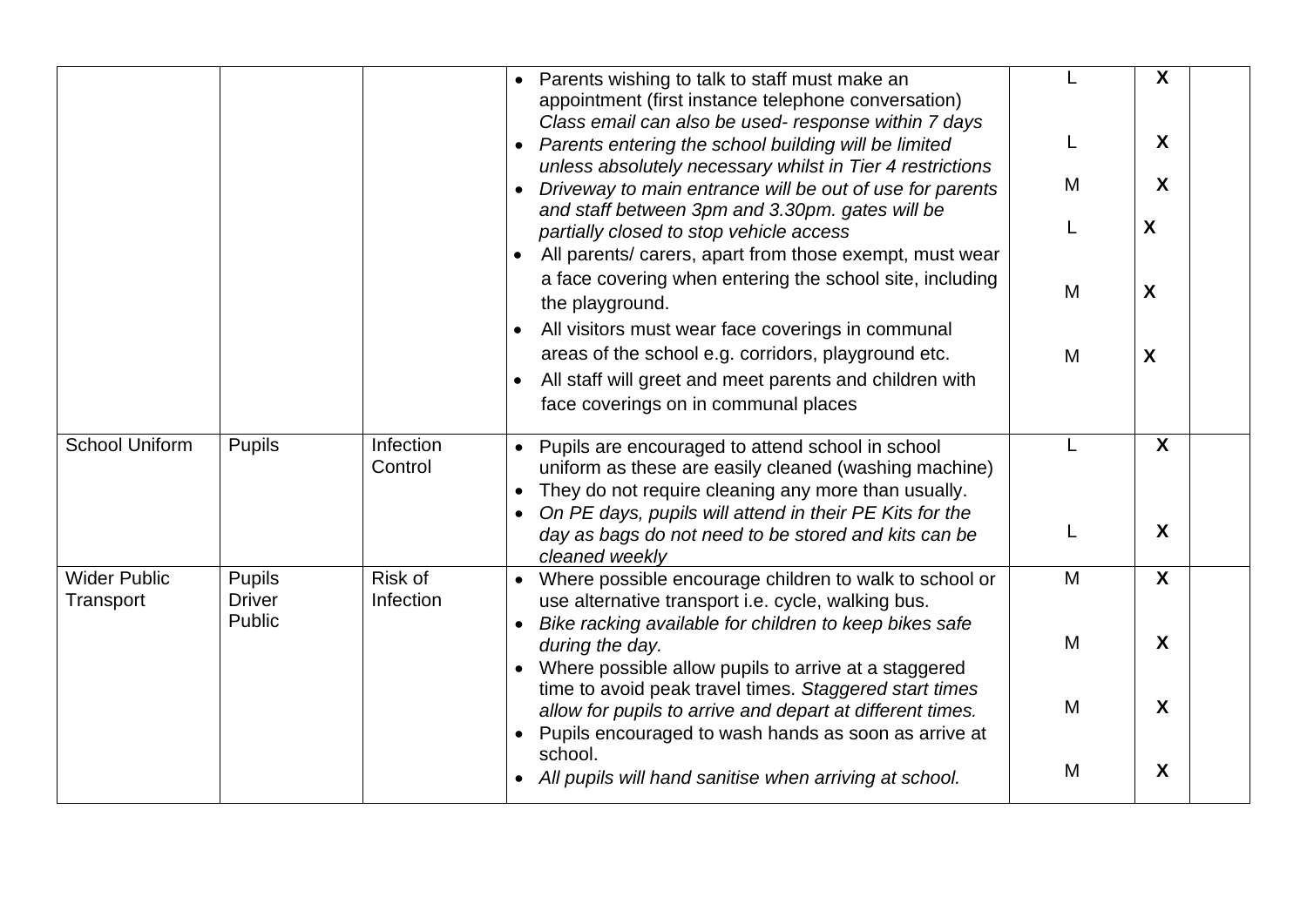| | | | | | | |
|---|---|---|---|---|---|---|
| | | | • Parents wishing to talk to staff must make an appointment (first instance telephone conversation) *Class email can also be used- response within 7 days*<br>• *Parents entering the school building will be limited unless absolutely necessary whilst in Tier 4 restrictions*<br>• *Driveway to main entrance will be out of use for parents and staff between 3pm and 3.30pm. gates will be partially closed to stop vehicle access*<br>• All parents/ carers, apart from those exempt, must wear a face covering when entering the school site, including the playground.<br>• All visitors must wear face coverings in communal areas of the school e.g. corridors, playground etc.<br>• All staff will greet and meet parents and children with face coverings on in communal places | L<br><br>L<br><br>M<br><br>L<br><br>M<br><br>M | **X**<br><br>**X**<br><br>**X**<br><br>**X**<br><br>**X**<br><br>**X** | |
| School Uniform | Pupils | Infection Control | • Pupils are encouraged to attend school in school uniform as these are easily cleaned (washing machine)<br>• They do not require cleaning any more than usually.<br>• *On PE days, pupils will attend in their PE Kits for the day as bags do not need to be stored and kits can be cleaned weekly* | L<br><br>L | **X**<br><br>**X** | |
| Wider Public Transport | Pupils<br>Driver<br>Public | Risk of Infection | • Where possible encourage children to walk to school or use alternative transport i.e. cycle, walking bus.<br>• *Bike racking available for children to keep bikes safe during the day.*<br>• Where possible allow pupils to arrive at a staggered time to avoid peak travel times. *Staggered start times allow for pupils to arrive and depart at different times.*<br>• Pupils encouraged to wash hands as soon as arrive at school.<br>• *All pupils will hand sanitise when arriving at school.* | M<br><br>M<br><br>M<br><br>M | **X**<br><br>**X**<br><br>**X**<br><br>**X** | |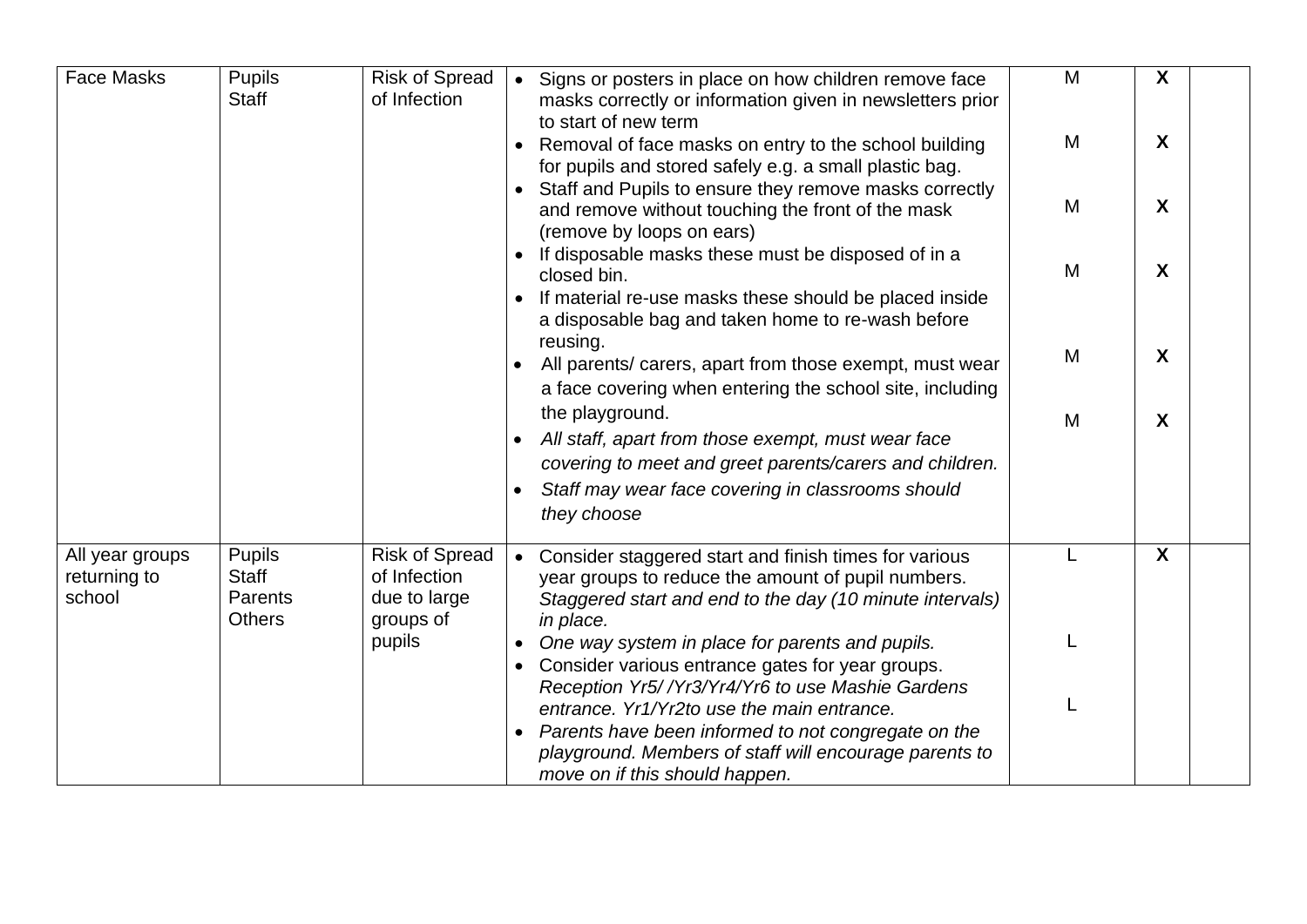| Face Masks | Pupils<br>Staff | Risk of Spread of Infection | • Signs or posters in place on how children remove face masks correctly or information given in newsletters prior to start of new term<br>• Removal of face masks on entry to the school building for pupils and stored safely e.g. a small plastic bag.<br>• Staff and Pupils to ensure they remove masks correctly and remove without touching the front of the mask (remove by loops on ears)<br>• If disposable masks these must be disposed of in a closed bin.<br>• If material re-use masks these should be placed inside a disposable bag and taken home to re-wash before reusing.<br>• All parents/ carers, apart from those exempt, must wear a face covering when entering the school site, including the playground.<br>• *All staff, apart from those exempt, must wear face covering to meet and greet parents/carers and children.*<br>• *Staff may wear face covering in classrooms should they choose* | M<br>M<br>M<br>M<br>M<br>M | **X**<br>**X**<br>**X**<br>**X**<br>**X**<br>**X** | |
|---|---|---|---|---|---|---|
| All year groups returning to school | Pupils<br>Staff<br>Parents<br>Others | Risk of Spread of Infection due to large groups of pupils | • Consider staggered start and finish times for various year groups to reduce the amount of pupil numbers. *Staggered start and end to the day (10 minute intervals) in place.*<br>• *One way system in place for parents and pupils.*<br>• Consider various entrance gates for year groups. *Reception Yr5/ /Yr3/Yr4/Yr6 to use Mashie Gardens entrance. Yr1/Yr2to use the main entrance.*<br>• *Parents have been informed to not congregate on the playground. Members of staff will encourage parents to move on if this should happen.* | L<br>L<br>L | **X** | |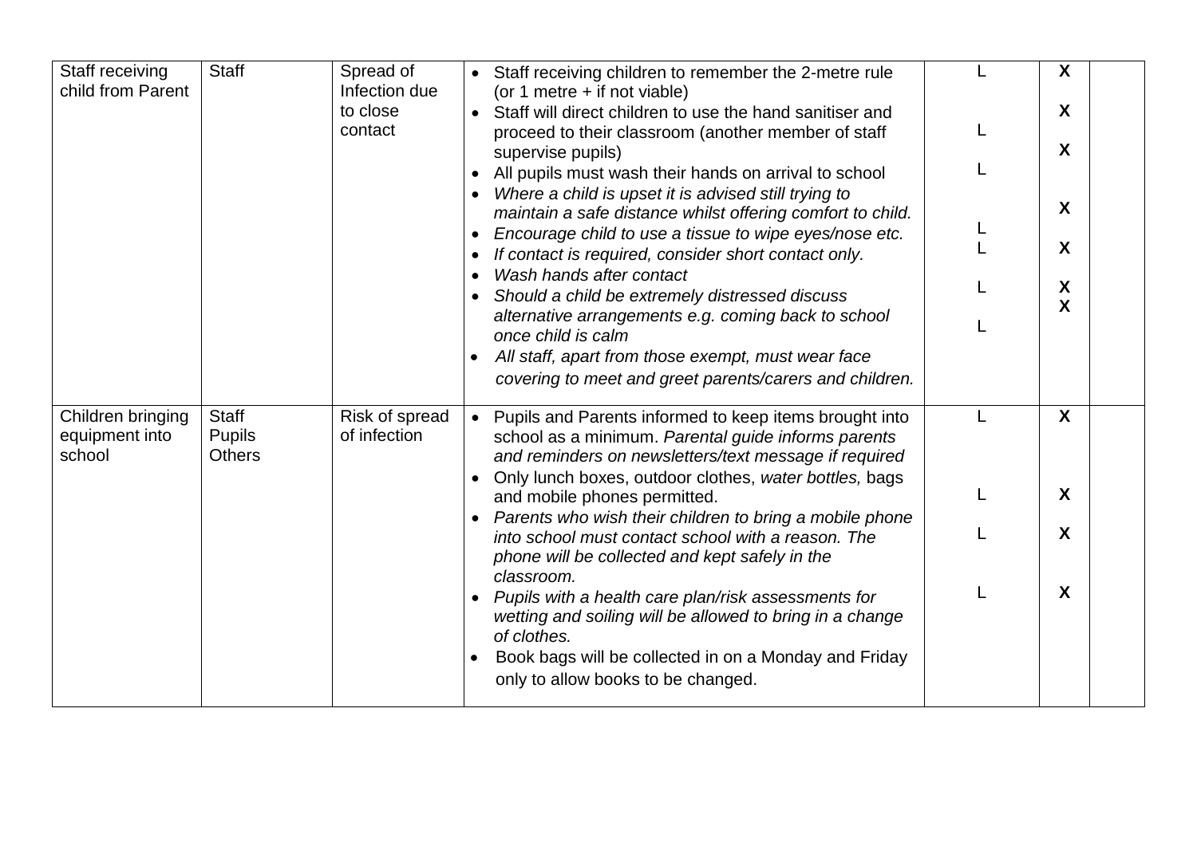| Staff receiving child from Parent | Staff | Spread of Infection due to close contact | • Staff receiving children to remember the 2-metre rule (or 1 metre + if not viable)<br>• Staff will direct children to use the hand sanitiser and proceed to their classroom (another member of staff supervise pupils)<br>• All pupils must wash their hands on arrival to school<br>• *Where a child is upset it is advised still trying to maintain a safe distance whilst offering comfort to child.*<br>• *Encourage child to use a tissue to wipe eyes/nose etc.*<br>• *If contact is required, consider short contact only.*<br>• *Wash hands after contact*<br>• *Should a child be extremely distressed discuss alternative arrangements e.g. coming back to school once child is calm*<br>• *All staff, apart from those exempt, must wear face covering to meet and greet parents/carers and children.* | L<br>L<br>L<br>L<br>L<br>L<br>L | **X**<br>**X**<br>**X**<br>**X**<br>**X**<br>**X**<br>**X** | |
|---|---|---|---|---|---|---|
| Children bringing equipment into school | Staff<br>Pupils<br>Others | Risk of spread of infection | • Pupils and Parents informed to keep items brought into school as a minimum. *Parental guide informs parents and reminders on newsletters/text message if required*<br>• Only lunch boxes, outdoor clothes, *water bottles,* bags and mobile phones permitted.<br>• *Parents who wish their children to bring a mobile phone into school must contact school with a reason. The phone will be collected and kept safely in the classroom.*<br>• *Pupils with a health care plan/risk assessments for wetting and soiling will be allowed to bring in a change of clothes.*<br>• Book bags will be collected in on a Monday and Friday only to allow books to be changed. | L<br>L<br>L<br>L | **X**<br>**X**<br>**X**<br>**X** | |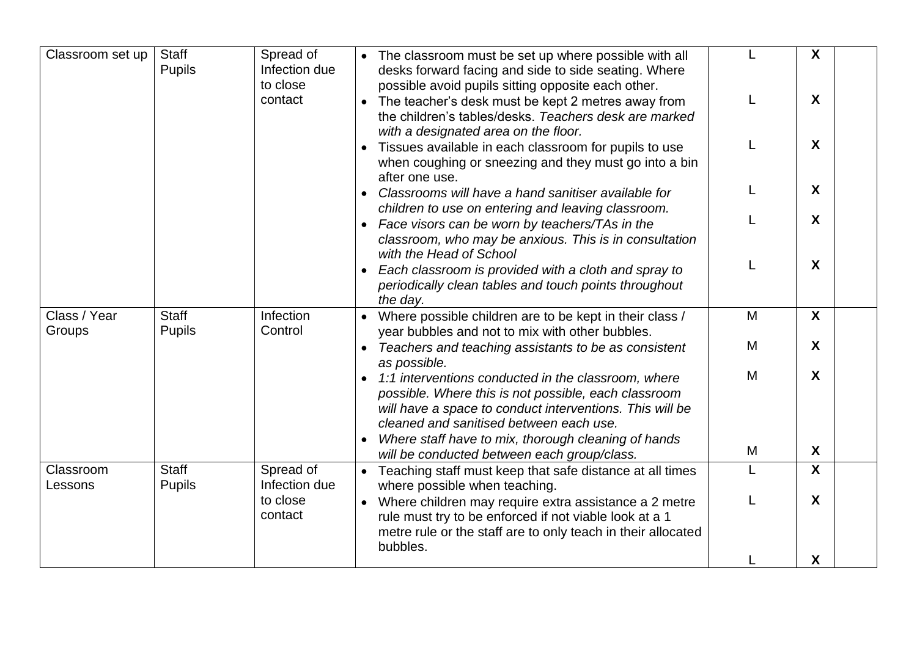| Classroom set up | Staff<br>Pupils | Spread of Infection due to close contact | • The classroom must be set up where possible with all desks forward facing and side to side seating. Where possible avoid pupils sitting opposite each other.<br>• The teacher's desk must be kept 2 metres away from the children's tables/desks. *Teachers desk are marked with a designated area on the floor.*<br>• Tissues available in each classroom for pupils to use when coughing or sneezing and they must go into a bin after one use.<br>• *Classrooms will have a hand sanitiser available for children to use on entering and leaving classroom.*<br>• *Face visors can be worn by teachers/TAs in the classroom, who may be anxious. This is in consultation with the Head of School*<br>• *Each classroom is provided with a cloth and spray to periodically clean tables and touch points throughout the day.* | L<br>L<br>L<br>L<br>L<br>L | **X**<br>**X**<br>**X**<br>**X**<br>**X**<br>**X** | |
|---|---|---|---|---|---|---|
| Class / Year Groups | Staff<br>Pupils | Infection Control | • Where possible children are to be kept in their class / year bubbles and not to mix with other bubbles.<br>• *Teachers and teaching assistants to be as consistent as possible.*<br>• *1:1 interventions conducted in the classroom, where possible. Where this is not possible, each classroom will have a space to conduct interventions. This will be cleaned and sanitised between each use.*<br>• *Where staff have to mix, thorough cleaning of hands will be conducted between each group/class.* | M<br>M<br>M<br>M | **X**<br>**X**<br>**X**<br>**X** | |
| Classroom Lessons | Staff<br>Pupils | Spread of Infection due to close contact | • Teaching staff must keep that safe distance at all times where possible when teaching.<br>• Where children may require extra assistance a 2 metre rule must try to be enforced if not viable look at a 1 metre rule or the staff are to only teach in their allocated bubbles. | L<br>L<br>L | **X**<br>**X**<br>**X** | |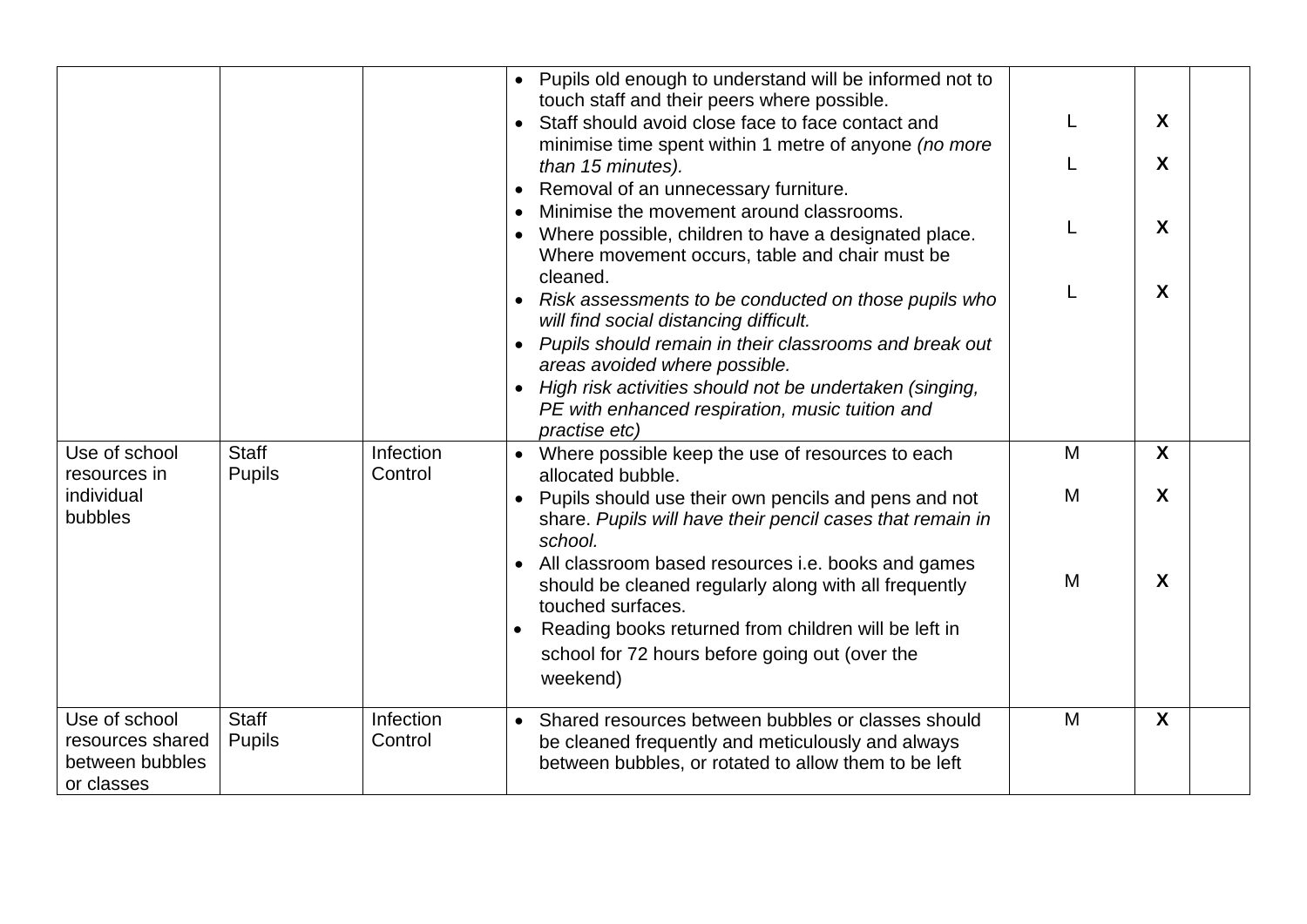| | | | | | | |
|---|---|---|---|---|---|---|
| | | | • Pupils old enough to understand will be informed not to touch staff and their peers where possible.<br>• Staff should avoid close face to face contact and minimise time spent within 1 metre of anyone *(no more than 15 minutes).*<br>• Removal of an unnecessary furniture.<br>• Minimise the movement around classrooms.<br>• Where possible, children to have a designated place. Where movement occurs, table and chair must be cleaned.<br>• *Risk assessments to be conducted on those pupils who will find social distancing difficult.*<br>• *Pupils should remain in their classrooms and break out areas avoided where possible.*<br>• *High risk activities should not be undertaken (singing, PE with enhanced respiration, music tuition and practise etc)* | L<br>L<br>L<br>L | **X**<br>**X**<br>**X**<br>**X** | |
| Use of school resources in individual bubbles | Staff<br>Pupils | Infection Control | • Where possible keep the use of resources to each allocated bubble.<br>• Pupils should use their own pencils and pens and not share. *Pupils will have their pencil cases that remain in school.*<br>• All classroom based resources i.e. books and games should be cleaned regularly along with all frequently touched surfaces.<br>• Reading books returned from children will be left in school for 72 hours before going out (over the weekend) | M<br>M<br>M | **X**<br>**X**<br>**X** | |
| Use of school resources shared between bubbles or classes | Staff<br>Pupils | Infection Control | • Shared resources between bubbles or classes should be cleaned frequently and meticulously and always between bubbles, or rotated to allow them to be left | M | **X** | |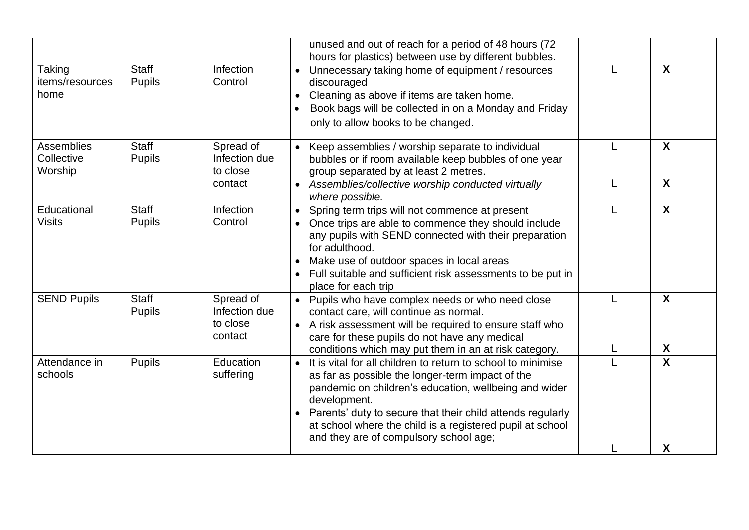| | | | | | | |
|---|---|---|---|---|---|---|
| | | | unused and out of reach for a period of 48 hours (72 hours for plastics) between use by different bubbles. | | | |
| Taking items/resources home | Staff<br>Pupils | Infection Control | • Unnecessary taking home of equipment / resources discouraged<br>• Cleaning as above if items are taken home.<br>• Book bags will be collected in on a Monday and Friday only to allow books to be changed. | L | **X** | |
| Assemblies Collective Worship | Staff<br>Pupils | Spread of Infection due to close contact | • Keep assemblies / worship separate to individual bubbles or if room available keep bubbles of one year group separated by at least 2 metres.<br>• *Assemblies/collective worship conducted virtually where possible.* | L<br><br>L | **X**<br><br>**X** | |
| Educational Visits | Staff<br>Pupils | Infection Control | • Spring term trips will not commence at present<br>• Once trips are able to commence they should include any pupils with SEND connected with their preparation for adulthood.<br>• Make use of outdoor spaces in local areas<br>• Full suitable and sufficient risk assessments to be put in place for each trip | L | **X** | |
| SEND Pupils | Staff<br>Pupils | Spread of Infection due to close contact | • Pupils who have complex needs or who need close contact care, will continue as normal.<br>• A risk assessment will be required to ensure staff who care for these pupils do not have any medical conditions which may put them in an at risk category. | L<br><br>L | **X**<br><br>**X** | |
| Attendance in schools | Pupils | Education suffering | • It is vital for all children to return to school to minimise as far as possible the longer-term impact of the pandemic on children's education, wellbeing and wider development.<br>• Parents' duty to secure that their child attends regularly at school where the child is a registered pupil at school and they are of compulsory school age; | L<br><br>L | **X**<br><br>**X** | |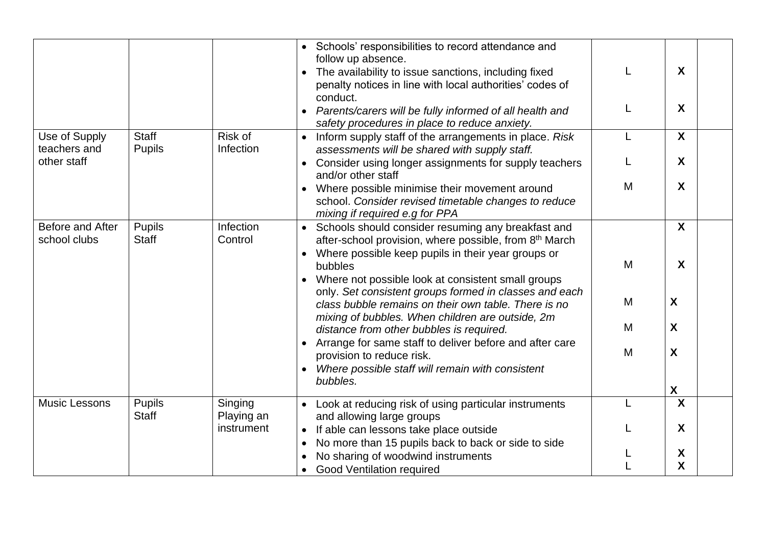| | | | | | | |
|---|---|---|---|---|---|---|
| | | | • Schools' responsibilities to record attendance and follow up absence.<br>• The availability to issue sanctions, including fixed penalty notices in line with local authorities' codes of conduct.<br>• *Parents/carers will be fully informed of all health and safety procedures in place to reduce anxiety.* | L<br><br>L | **X**<br><br>**X** | |
| Use of Supply teachers and other staff | Staff<br>Pupils | Risk of Infection | • Inform supply staff of the arrangements in place. *Risk assessments will be shared with supply staff.*<br>• Consider using longer assignments for supply teachers and/or other staff<br>• Where possible minimise their movement around school. *Consider revised timetable changes to reduce mixing if required e.g for PPA* | L<br><br>L<br><br>M | **X**<br><br>**X**<br><br>**X** | |
| Before and After school clubs | Pupils<br>Staff | Infection Control | • Schools should consider resuming any breakfast and after-school provision, where possible, from 8th March<br>• Where possible keep pupils in their year groups or bubbles<br>• Where not possible look at consistent small groups only. *Set consistent groups formed in classes and each class bubble remains on their own table. There is no mixing of bubbles. When children are outside, 2m distance from other bubbles is required.*<br>• Arrange for same staff to deliver before and after care provision to reduce risk.<br>• *Where possible staff will remain with consistent bubbles.* | <br><br>M<br><br>M<br><br>M<br><br>M | **X**<br><br>**X**<br><br>**X**<br><br>**X**<br><br>**X**<br><br>**X** | |
| Music Lessons | Pupils<br>Staff | Singing<br>Playing an instrument | • Look at reducing risk of using particular instruments and allowing large groups<br>• If able can lessons take place outside<br>• No more than 15 pupils back to back or side to side<br>• No sharing of woodwind instruments<br>• Good Ventilation required | L<br><br>L<br><br>L<br>L | **X**<br><br>**X**<br><br>**X**<br>**X** | |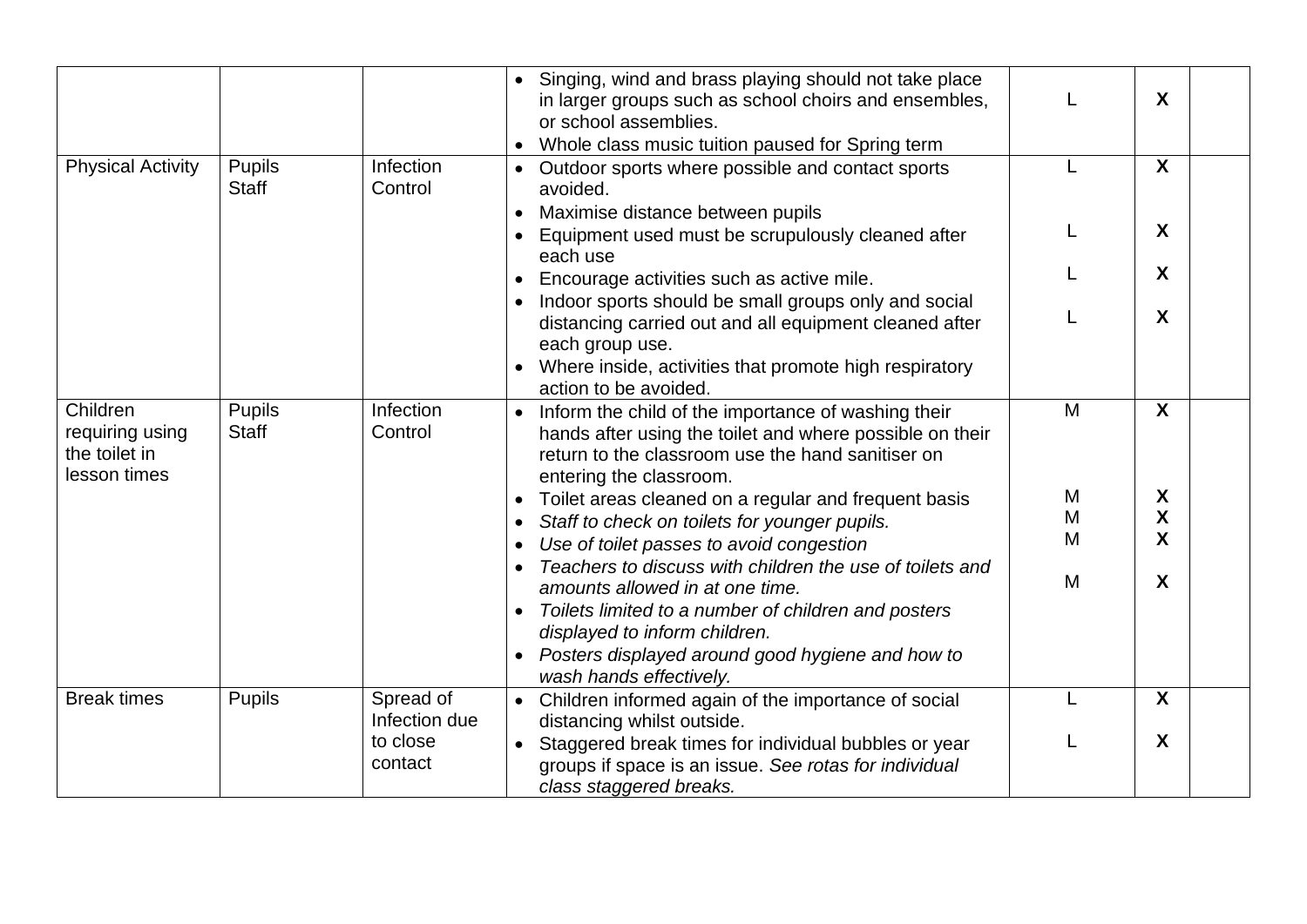| | | | | | | |
|---|---|---|---|---|---|---|
| | | | • Singing, wind and brass playing should not take place in larger groups such as school choirs and ensembles, or school assemblies.<br>• Whole class music tuition paused for Spring term | L | **X** | |
| Physical Activity | Pupils<br>Staff | Infection Control | • Outdoor sports where possible and contact sports avoided.<br>• Maximise distance between pupils<br>• Equipment used must be scrupulously cleaned after each use<br>• Encourage activities such as active mile.<br>• Indoor sports should be small groups only and social distancing carried out and all equipment cleaned after each group use.<br>• Where inside, activities that promote high respiratory action to be avoided. | L<br><br>L<br><br>L<br><br>L | **X**<br><br>**X**<br><br>**X**<br><br>**X** | |
| Children requiring using the toilet in lesson times | Pupils<br>Staff | Infection Control | • Inform the child of the importance of washing their hands after using the toilet and where possible on their return to the classroom use the hand sanitiser on entering the classroom.<br>• Toilet areas cleaned on a regular and frequent basis<br>• *Staff to check on toilets for younger pupils.*<br>• *Use of toilet passes to avoid congestion*<br>• *Teachers to discuss with children the use of toilets and amounts allowed in at one time.*<br>• *Toilets limited to a number of children and posters displayed to inform children.*<br>• *Posters displayed around good hygiene and how to wash hands effectively.* | M<br><br>M<br>M<br>M<br><br>M | **X**<br><br>**X**<br>**X**<br>**X**<br><br>**X** | |
| Break times | Pupils | Spread of Infection due to close contact | • Children informed again of the importance of social distancing whilst outside.<br>• Staggered break times for individual bubbles or year groups if space is an issue. *See rotas for individual class staggered breaks.* | L<br><br>L | **X**<br><br>**X** | |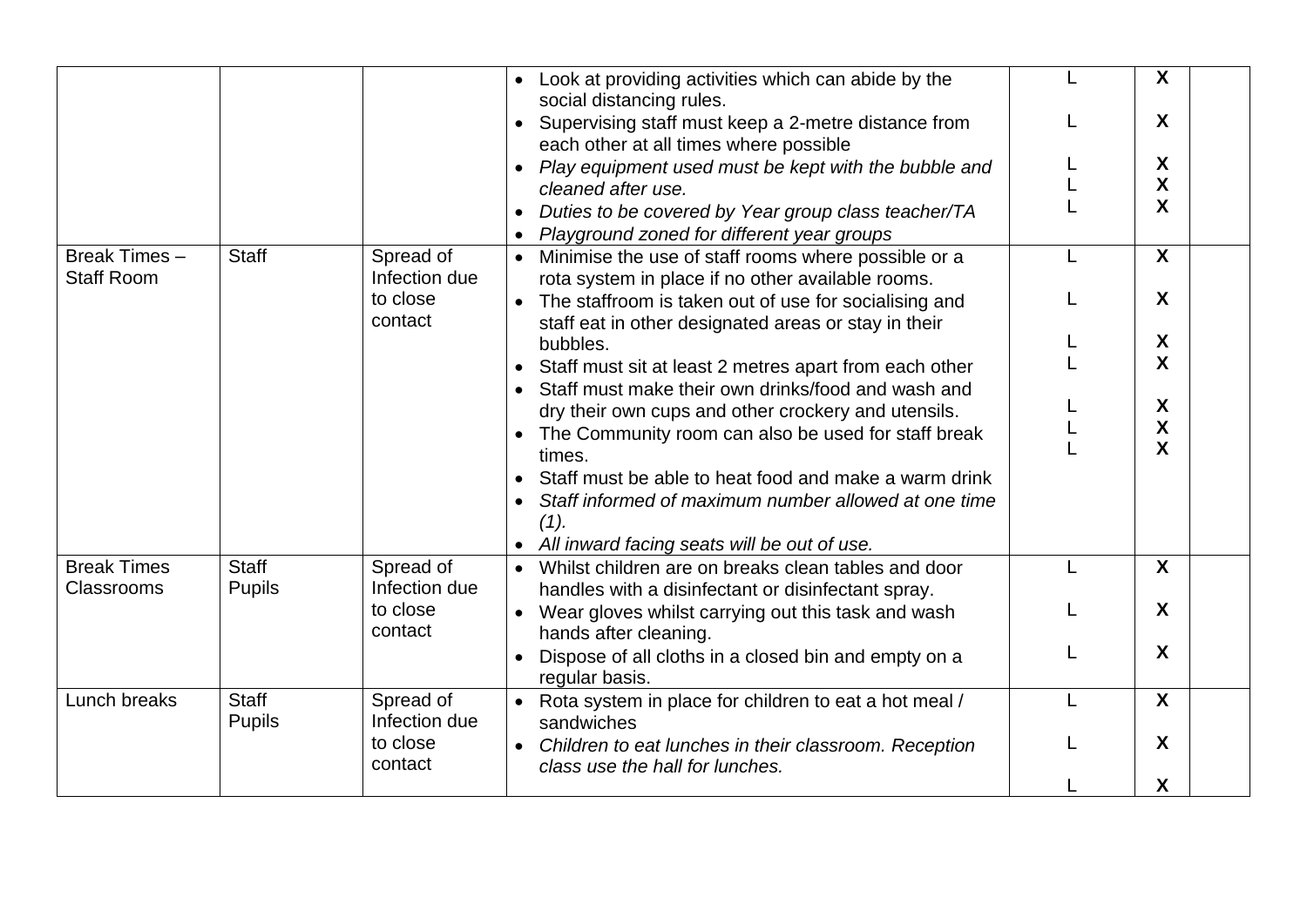| | | | | | | |
|---|---|---|---|---|---|---|
| | | | • Look at providing activities which can abide by the social distancing rules.<br>• Supervising staff must keep a 2-metre distance from each other at all times where possible<br>• *Play equipment used must be kept with the bubble and cleaned after use.*<br>• *Duties to be covered by Year group class teacher/TA*<br>• *Playground zoned for different year groups* | L<br>L<br>L<br>L<br>L | X<br>X<br>X<br>X<br>X | |
| Break Times – Staff Room | Staff | Spread of Infection due to close contact | • Minimise the use of staff rooms where possible or a rota system in place if no other available rooms.<br>• The staffroom is taken out of use for socialising and staff eat in other designated areas or stay in their bubbles.<br>• Staff must sit at least 2 metres apart from each other<br>• Staff must make their own drinks/food and wash and dry their own cups and other crockery and utensils.<br>• The Community room can also be used for staff break times.<br>• Staff must be able to heat food and make a warm drink<br>• *Staff informed of maximum number allowed at one time (1).*<br>• *All inward facing seats will be out of use.* | L<br>L<br>L<br>L<br>L<br>L<br>L | X<br>X<br>X<br>X<br>X<br>X<br>X | |
| Break Times Classrooms | Staff<br>Pupils | Spread of Infection due to close contact | • Whilst children are on breaks clean tables and door handles with a disinfectant or disinfectant spray.<br>• Wear gloves whilst carrying out this task and wash hands after cleaning.<br>• Dispose of all cloths in a closed bin and empty on a regular basis. | L<br>L<br>L | X<br>X<br>X | |
| Lunch breaks | Staff<br>Pupils | Spread of Infection due to close contact | • Rota system in place for children to eat a hot meal / sandwiches<br>• *Children to eat lunches in their classroom. Reception class use the hall for lunches.* | L<br>L<br>L | X<br>X<br>X | |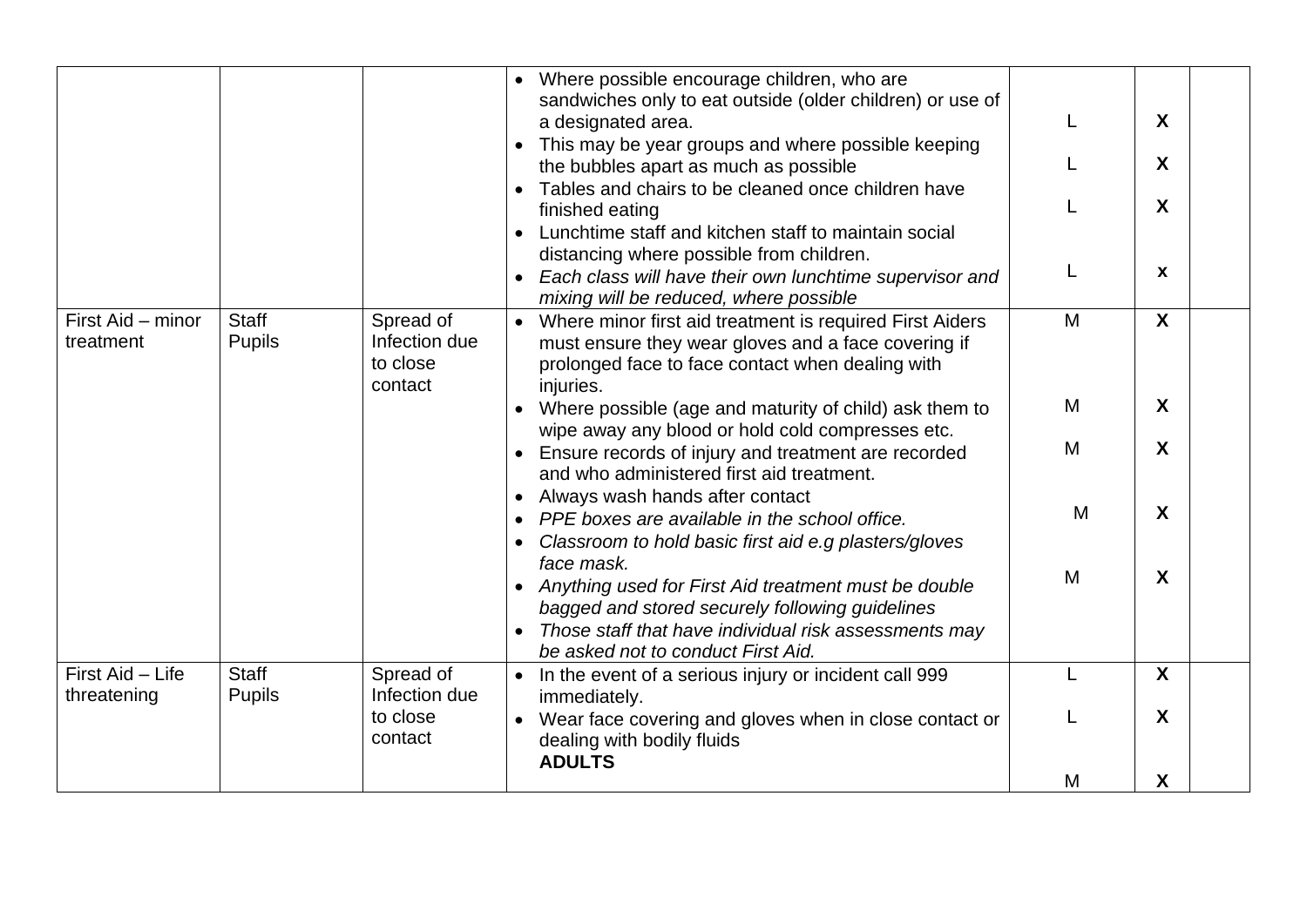| | | | | | | |
|---|---|---|---|---|---|---|
| | | | • Where possible encourage children, who are sandwiches only to eat outside (older children) or use of a designated area.<br>• This may be year groups and where possible keeping the bubbles apart as much as possible<br>• Tables and chairs to be cleaned once children have finished eating<br>• Lunchtime staff and kitchen staff to maintain social distancing where possible from children.<br>• *Each class will have their own lunchtime supervisor and mixing will be reduced, where possible* | L<br>L<br>L<br>L | **X**<br>**X**<br>**X**<br>**x** | |
| First Aid – minor treatment | Staff<br>Pupils | Spread of Infection due to close contact | • Where minor first aid treatment is required First Aiders must ensure they wear gloves and a face covering if prolonged face to face contact when dealing with injuries.<br>• Where possible (age and maturity of child) ask them to wipe away any blood or hold cold compresses etc.<br>• Ensure records of injury and treatment are recorded and who administered first aid treatment.<br>• Always wash hands after contact<br>• *PPE boxes are available in the school office.*<br>• *Classroom to hold basic first aid e.g plasters/gloves face mask.*<br>• *Anything used for First Aid treatment must be double bagged and stored securely following guidelines*<br>• *Those staff that have individual risk assessments may be asked not to conduct First Aid.* | M<br>M<br>M<br>M<br>M | **X**<br>**X**<br>**X**<br>**X**<br>**X** | |
| First Aid – Life threatening | Staff<br>Pupils | Spread of Infection due to close contact | • In the event of a serious injury or incident call 999 immediately.<br>• Wear face covering and gloves when in close contact or dealing with bodily fluids<br>**ADULTS** | L<br>L<br>M | **X**<br>**X**<br>**X** | |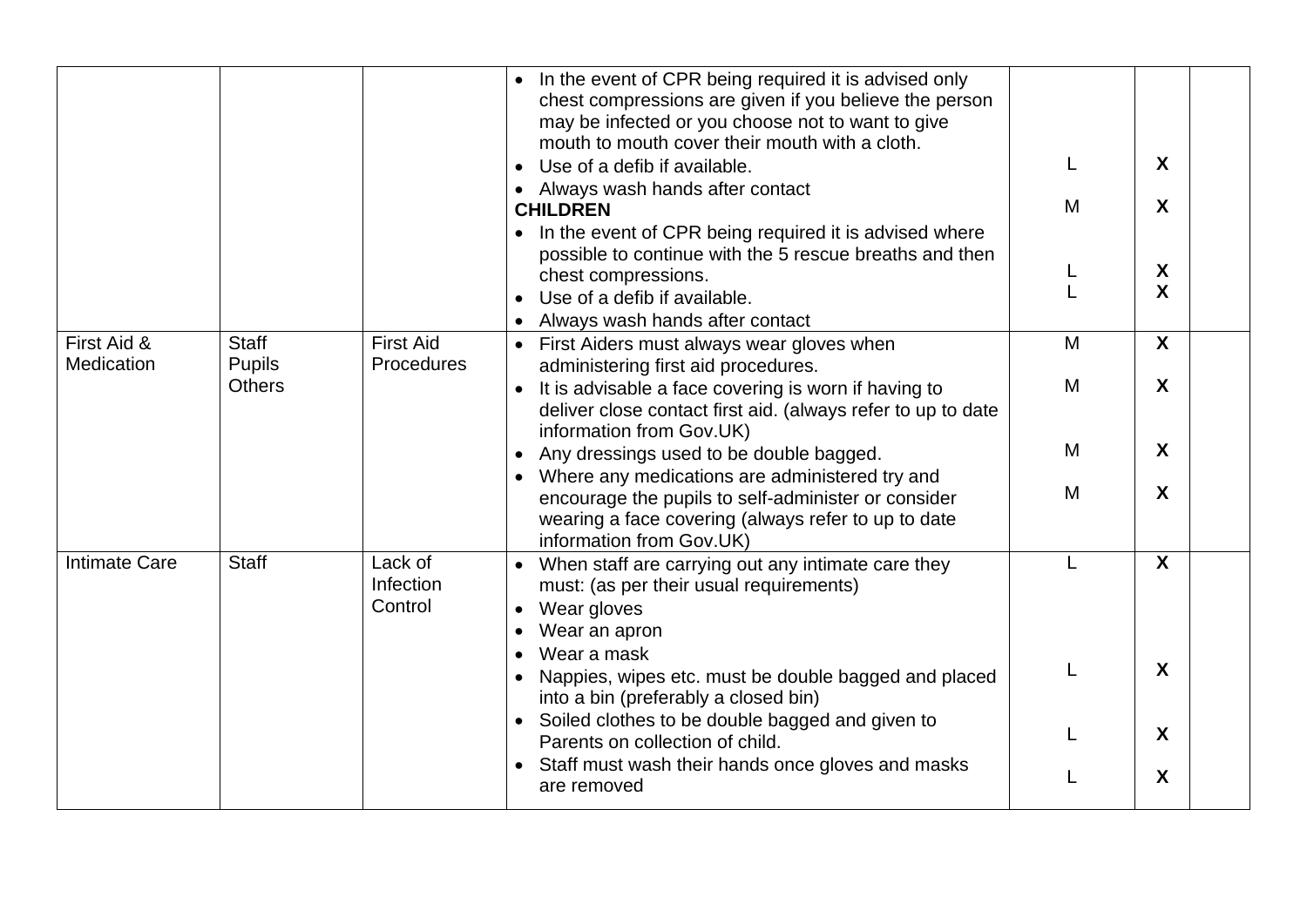| | | | | | | |
|---|---|---|---|---|---|---|
| | | | • In the event of CPR being required it is advised only chest compressions are given if you believe the person may be infected or you choose not to want to give mouth to mouth cover their mouth with a cloth.<br>• Use of a defib if available.<br>• Always wash hands after contact<br>**CHILDREN**<br>• In the event of CPR being required it is advised where possible to continue with the 5 rescue breaths and then chest compressions.<br>• Use of a defib if available.<br>• Always wash hands after contact | L<br>M<br>L<br>L | **X**<br>**X**<br>**X**<br>**X** | |
| First Aid & Medication | Staff<br>Pupils<br>Others | First Aid Procedures | • First Aiders must always wear gloves when administering first aid procedures.<br>• It is advisable a face covering is worn if having to deliver close contact first aid. (always refer to up to date information from Gov.UK)<br>• Any dressings used to be double bagged.<br>• Where any medications are administered try and encourage the pupils to self-administer or consider wearing a face covering (always refer to up to date information from Gov.UK) | M<br>M<br>M<br>M | **X**<br>**X**<br>**X**<br>**X** | |
| Intimate Care | Staff | Lack of Infection Control | • When staff are carrying out any intimate care they must: (as per their usual requirements)<br>• Wear gloves<br>• Wear an apron<br>• Wear a mask<br>• Nappies, wipes etc. must be double bagged and placed into a bin (preferably a closed bin)<br>• Soiled clothes to be double bagged and given to Parents on collection of child.<br>• Staff must wash their hands once gloves and masks are removed | L<br>L<br>L<br>L | **X**<br>**X**<br>**X**<br>**X** | |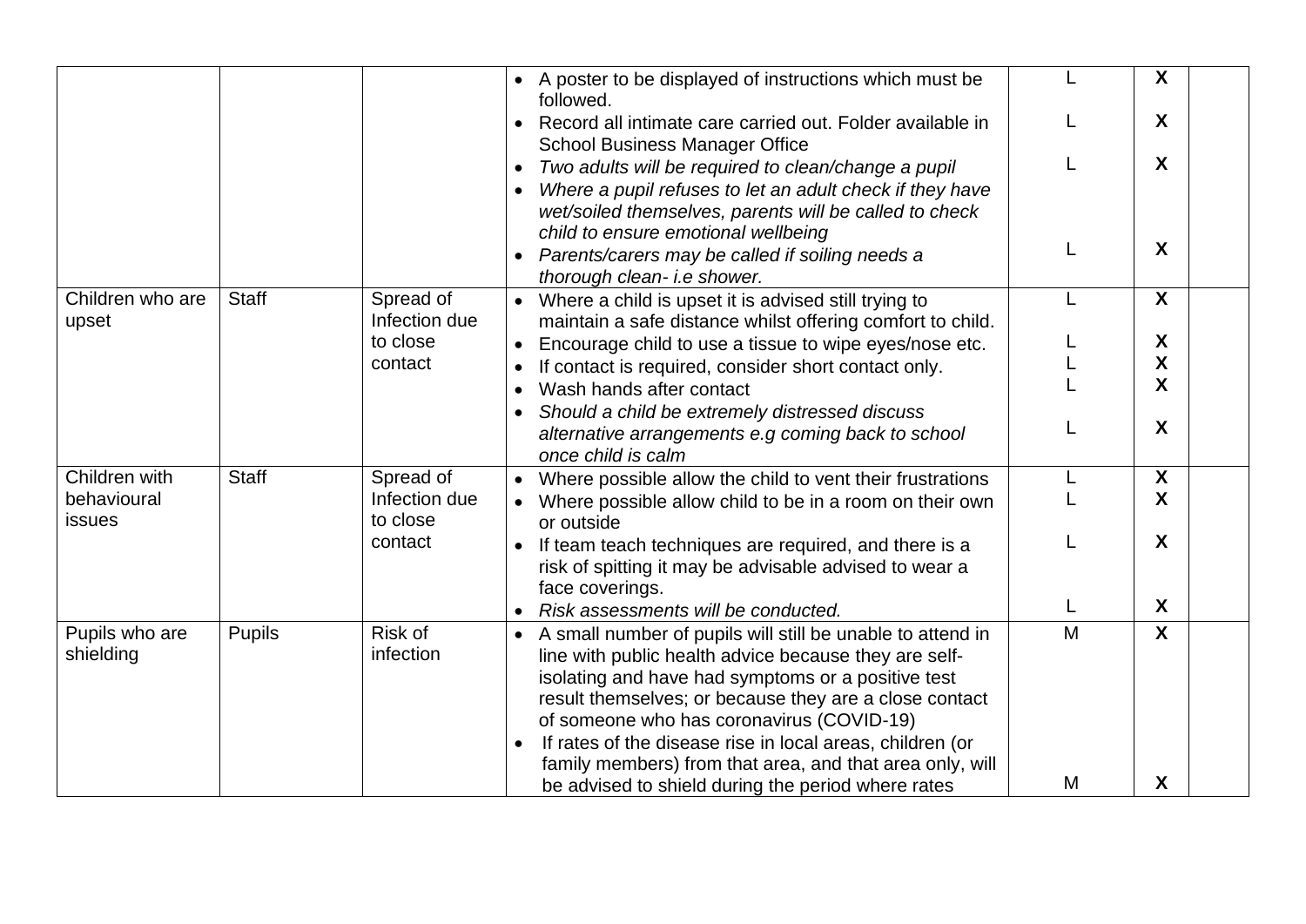| | | | | | | |
|---|---|---|---|---|---|---|
| | | | • A poster to be displayed of instructions which must be followed.<br>• Record all intimate care carried out. Folder available in School Business Manager Office<br>• *Two adults will be required to clean/change a pupil*<br>• *Where a pupil refuses to let an adult check if they have wet/soiled themselves, parents will be called to check child to ensure emotional wellbeing*<br>• *Parents/carers may be called if soiling needs a thorough clean- i.e shower.* | L<br>L<br>L<br>L | **X**<br>**X**<br>**X**<br>**X** | |
| Children who are upset | Staff | Spread of Infection due to close contact | • Where a child is upset it is advised still trying to maintain a safe distance whilst offering comfort to child.<br>• Encourage child to use a tissue to wipe eyes/nose etc.<br>• If contact is required, consider short contact only.<br>• Wash hands after contact<br>• *Should a child be extremely distressed discuss alternative arrangements e.g coming back to school once child is calm* | L<br>L<br>L<br>L<br>L | **X**<br>**X**<br>**X**<br>**X**<br>**X** | |
| Children with behavioural issues | Staff | Spread of Infection due to close contact | • Where possible allow the child to vent their frustrations<br>• Where possible allow child to be in a room on their own or outside<br>• If team teach techniques are required, and there is a risk of spitting it may be advisable advised to wear a face coverings.<br>• *Risk assessments will be conducted.* | L<br>L<br>L<br>L | **X**<br>**X**<br>**X**<br>**X** | |
| Pupils who are shielding | Pupils | Risk of infection | • A small number of pupils will still be unable to attend in line with public health advice because they are self-isolating and have had symptoms or a positive test result themselves; or because they are a close contact of someone who has coronavirus (COVID-19)<br>• If rates of the disease rise in local areas, children (or family members) from that area, and that area only, will be advised to shield during the period where rates | M<br>M | **X**<br>**X** | |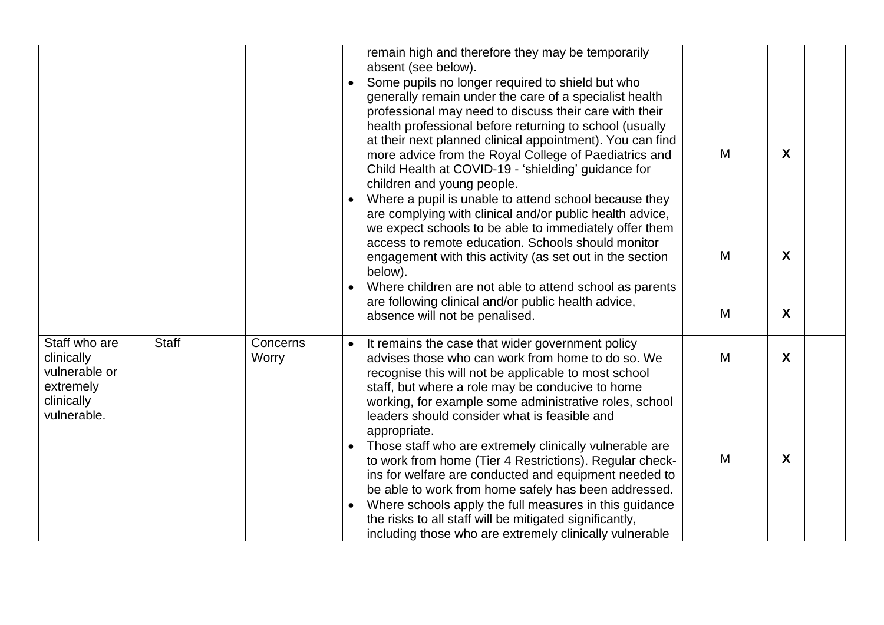| | | | | | | |
|---|---|---|---|---|---|---|
| | | | remain high and therefore they may be temporarily absent (see below).<br>• Some pupils no longer required to shield but who generally remain under the care of a specialist health professional may need to discuss their care with their health professional before returning to school (usually at their next planned clinical appointment). You can find more advice from the Royal College of Paediatrics and Child Health at COVID-19 - 'shielding' guidance for children and young people.<br>• Where a pupil is unable to attend school because they are complying with clinical and/or public health advice, we expect schools to be able to immediately offer them access to remote education. Schools should monitor engagement with this activity (as set out in the section below).<br>• Where children are not able to attend school as parents are following clinical and/or public health advice, absence will not be penalised. | M<br><br>M<br><br>M | **X**<br><br>**X**<br><br>**X** | |
| Staff who are clinically vulnerable or extremely clinically vulnerable. | Staff | Concerns Worry | • It remains the case that wider government policy advises those who can work from home to do so. We recognise this will not be applicable to most school staff, but where a role may be conducive to home working, for example some administrative roles, school leaders should consider what is feasible and appropriate.<br>• Those staff who are extremely clinically vulnerable are to work from home (Tier 4 Restrictions). Regular check-ins for welfare are conducted and equipment needed to be able to work from home safely has been addressed.<br>• Where schools apply the full measures in this guidance the risks to all staff will be mitigated significantly, including those who are extremely clinically vulnerable | M<br><br>M | **X**<br><br>**X** | |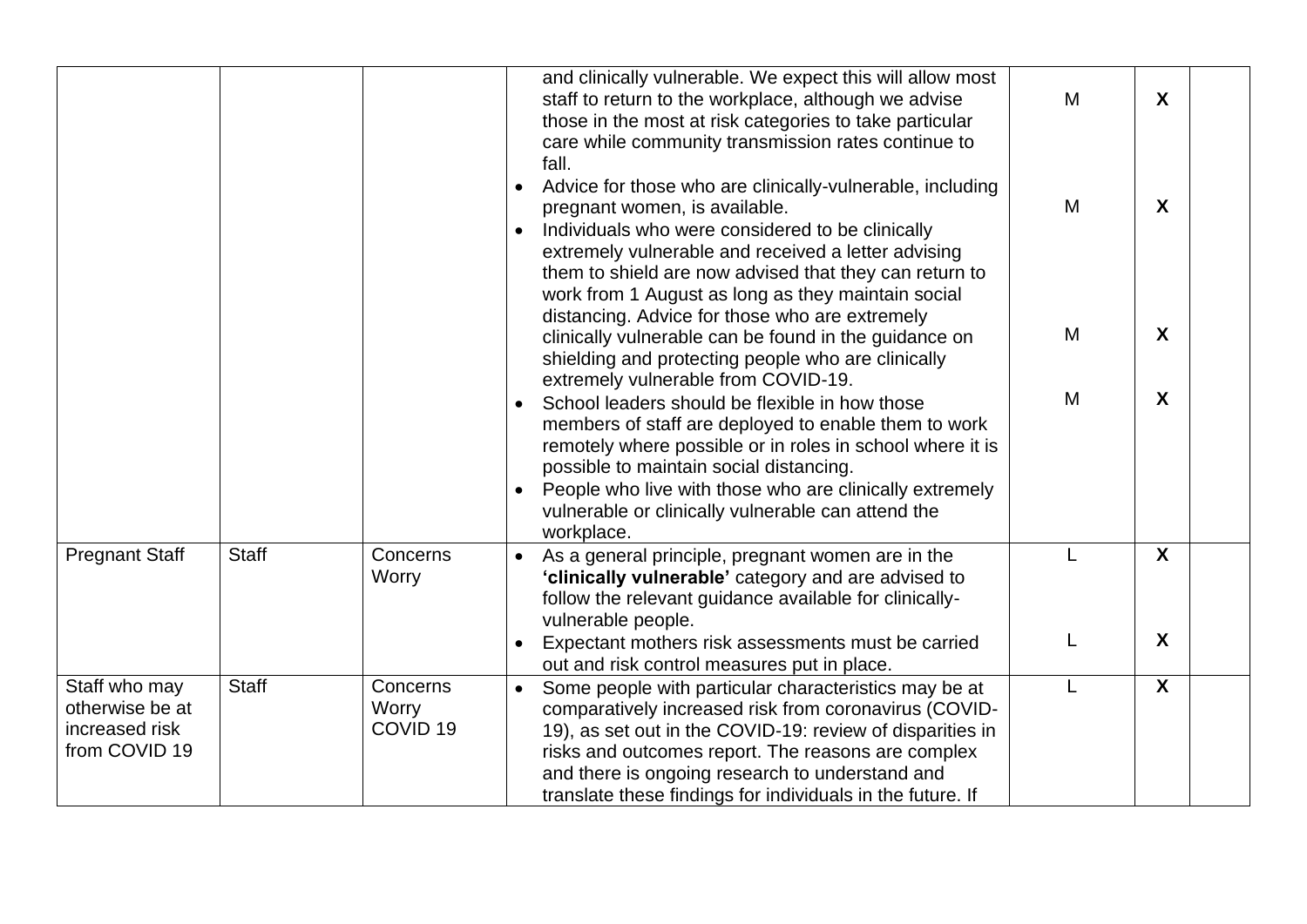| | | | | | | |
|---|---|---|---|---|---|---|
| | | | and clinically vulnerable. We expect this will allow most staff to return to the workplace, although we advise those in the most at risk categories to take particular care while community transmission rates continue to fall.<br>• Advice for those who are clinically-vulnerable, including pregnant women, is available.<br>• Individuals who were considered to be clinically extremely vulnerable and received a letter advising them to shield are now advised that they can return to work from 1 August as long as they maintain social distancing. Advice for those who are extremely clinically vulnerable can be found in the guidance on shielding and protecting people who are clinically extremely vulnerable from COVID-19.<br>• School leaders should be flexible in how those members of staff are deployed to enable them to work remotely where possible or in roles in school where it is possible to maintain social distancing.<br>• People who live with those who are clinically extremely vulnerable or clinically vulnerable can attend the workplace. | M<br><br>M<br><br>M<br><br>M | **X**<br><br>**X**<br><br>**X**<br><br>**X** | |
| Pregnant Staff | Staff | Concerns Worry | • As a general principle, pregnant women are in the **'clinically vulnerable'** category and are advised to follow the relevant guidance available for clinically-vulnerable people.<br>• Expectant mothers risk assessments must be carried out and risk control measures put in place. | L<br><br>L | **X**<br><br>**X** | |
| Staff who may otherwise be at increased risk from COVID 19 | Staff | Concerns Worry COVID 19 | • Some people with particular characteristics may be at comparatively increased risk from coronavirus (COVID-19), as set out in the COVID-19: review of disparities in risks and outcomes report. The reasons are complex and there is ongoing research to understand and translate these findings for individuals in the future. If | L | **X** | |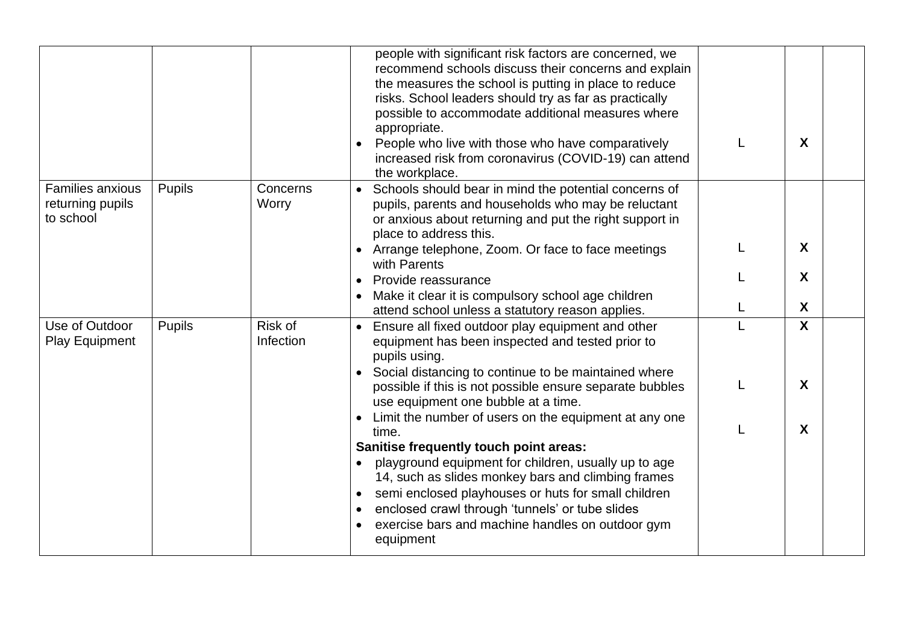| | | | | | | |
|---|---|---|---|---|---|---|
| | | | people with significant risk factors are concerned, we recommend schools discuss their concerns and explain the measures the school is putting in place to reduce risks. School leaders should try as far as practically possible to accommodate additional measures where appropriate.<br>• People who live with those who have comparatively increased risk from coronavirus (COVID-19) can attend the workplace. | L | **X** | |
| Families anxious returning pupils to school | Pupils | Concerns Worry | • Schools should bear in mind the potential concerns of pupils, parents and households who may be reluctant or anxious about returning and put the right support in place to address this.<br>• Arrange telephone, Zoom. Or face to face meetings with Parents<br>• Provide reassurance<br>• Make it clear it is compulsory school age children attend school unless a statutory reason applies. | L<br>L<br>L | **X**<br>**X**<br>**X** | |
| Use of Outdoor Play Equipment | Pupils | Risk of Infection | • Ensure all fixed outdoor play equipment and other equipment has been inspected and tested prior to pupils using.<br>• Social distancing to continue to be maintained where possible if this is not possible ensure separate bubbles use equipment one bubble at a time.<br>• Limit the number of users on the equipment at any one time.<br>**Sanitise frequently touch point areas:**<br>• playground equipment for children, usually up to age 14, such as slides monkey bars and climbing frames<br>• semi enclosed playhouses or huts for small children<br>• enclosed crawl through 'tunnels' or tube slides<br>• exercise bars and machine handles on outdoor gym equipment | L<br>L<br>L | **X**<br>**X**<br>**X** | |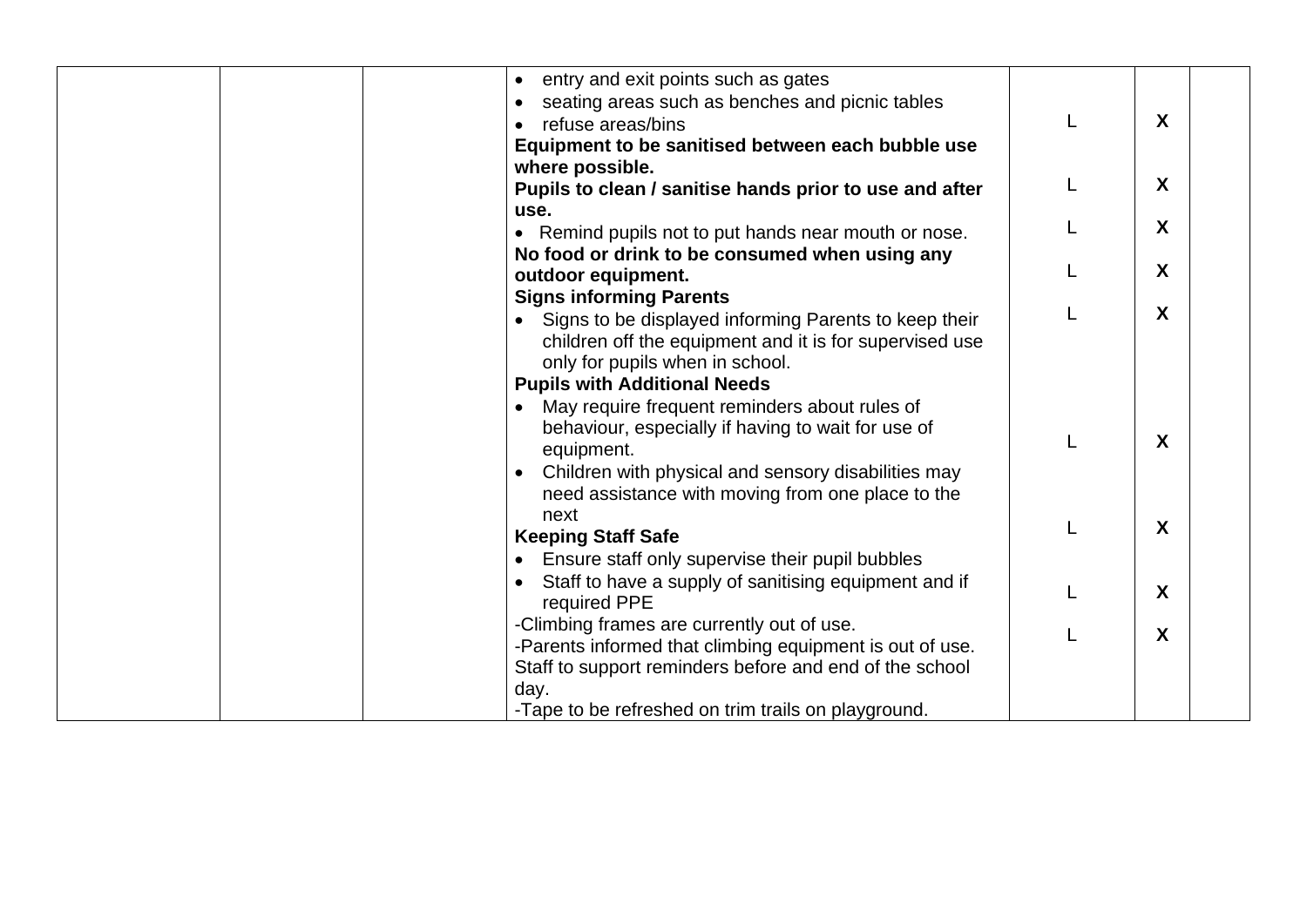| | | | | | | |
|---|---|---|---|---|---|---|
| | | | • entry and exit points such as gates<br>• seating areas such as benches and picnic tables<br>• refuse areas/bins | L | **X** | |
| | | | **Equipment to be sanitised between each bubble use where possible.** | L | **X** | |
| | | | **Pupils to clean / sanitise hands prior to use and after use.** | L | **X** | |
| | | | • Remind pupils not to put hands near mouth or nose. | L | **X** | |
| | | | **No food or drink to be consumed when using any outdoor equipment.** | L | **X** | |
| | | | **Signs informing Parents**<br>• Signs to be displayed informing Parents to keep their children off the equipment and it is for supervised use only for pupils when in school. | | | |
| | | | **Pupils with Additional Needs**<br>• May require frequent reminders about rules of behaviour, especially if having to wait for use of equipment. | L | **X** | |
| | | | • Children with physical and sensory disabilities may need assistance with moving from one place to the next | L | **X** | |
| | | | **Keeping Staff Safe**<br>• Ensure staff only supervise their pupil bubbles<br>• Staff to have a supply of sanitising equipment and if required PPE | L | **X** | |
| | | | -Climbing frames are currently out of use.<br>-Parents informed that climbing equipment is out of use. Staff to support reminders before and end of the school day.<br>-Tape to be refreshed on trim trails on playground. | L | **X** | |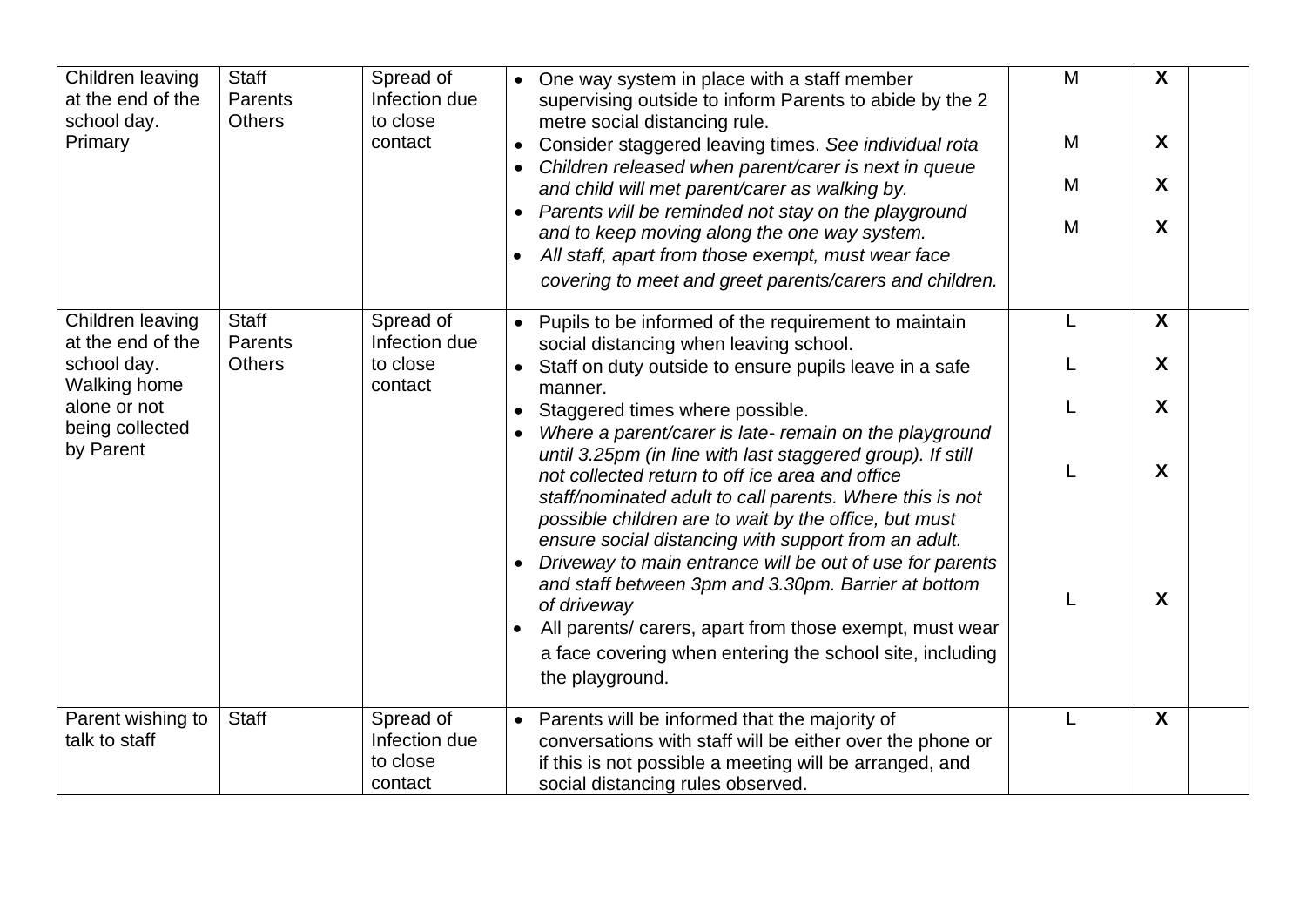| | | | | | | |
|---|---|---|---|---|---|---|
| Children leaving at the end of the school day. Primary | Staff<br>Parents<br>Others | Spread of Infection due to close contact | • One way system in place with a staff member supervising outside to inform Parents to abide by the 2 metre social distancing rule.<br>• Consider staggered leaving times. *See individual rota*<br>• *Children released when parent/carer is next in queue and child will met parent/carer as walking by.*<br>• *Parents will be reminded not stay on the playground and to keep moving along the one way system.*<br>• *All staff, apart from those exempt, must wear face covering to meet and greet parents/carers and children.* | M<br><br>M<br><br>M<br><br>M | **X**<br><br>**X**<br><br>**X**<br><br>**X** | |
| Children leaving at the end of the school day. Walking home alone or not being collected by Parent | Staff<br>Parents<br>Others | Spread of Infection due to close contact | • Pupils to be informed of the requirement to maintain social distancing when leaving school.<br>• Staff on duty outside to ensure pupils leave in a safe manner.<br>• Staggered times where possible.<br>• *Where a parent/carer is late- remain on the playground until 3.25pm (in line with last staggered group). If still not collected return to off ice area and office staff/nominated adult to call parents. Where this is not possible children are to wait by the office, but must ensure social distancing with support from an adult.*<br>• *Driveway to main entrance will be out of use for parents and staff between 3pm and 3.30pm. Barrier at bottom of driveway*<br>• All parents/ carers, apart from those exempt, must wear a face covering when entering the school site, including the playground. | L<br><br>L<br><br>L<br><br>L<br><br>L | **X**<br><br>**X**<br><br>**X**<br><br>**X**<br><br>**X** | |
| Parent wishing to talk to staff | Staff | Spread of Infection due to close contact | • Parents will be informed that the majority of conversations with staff will be either over the phone or if this is not possible a meeting will be arranged, and social distancing rules observed. | L | **X** | |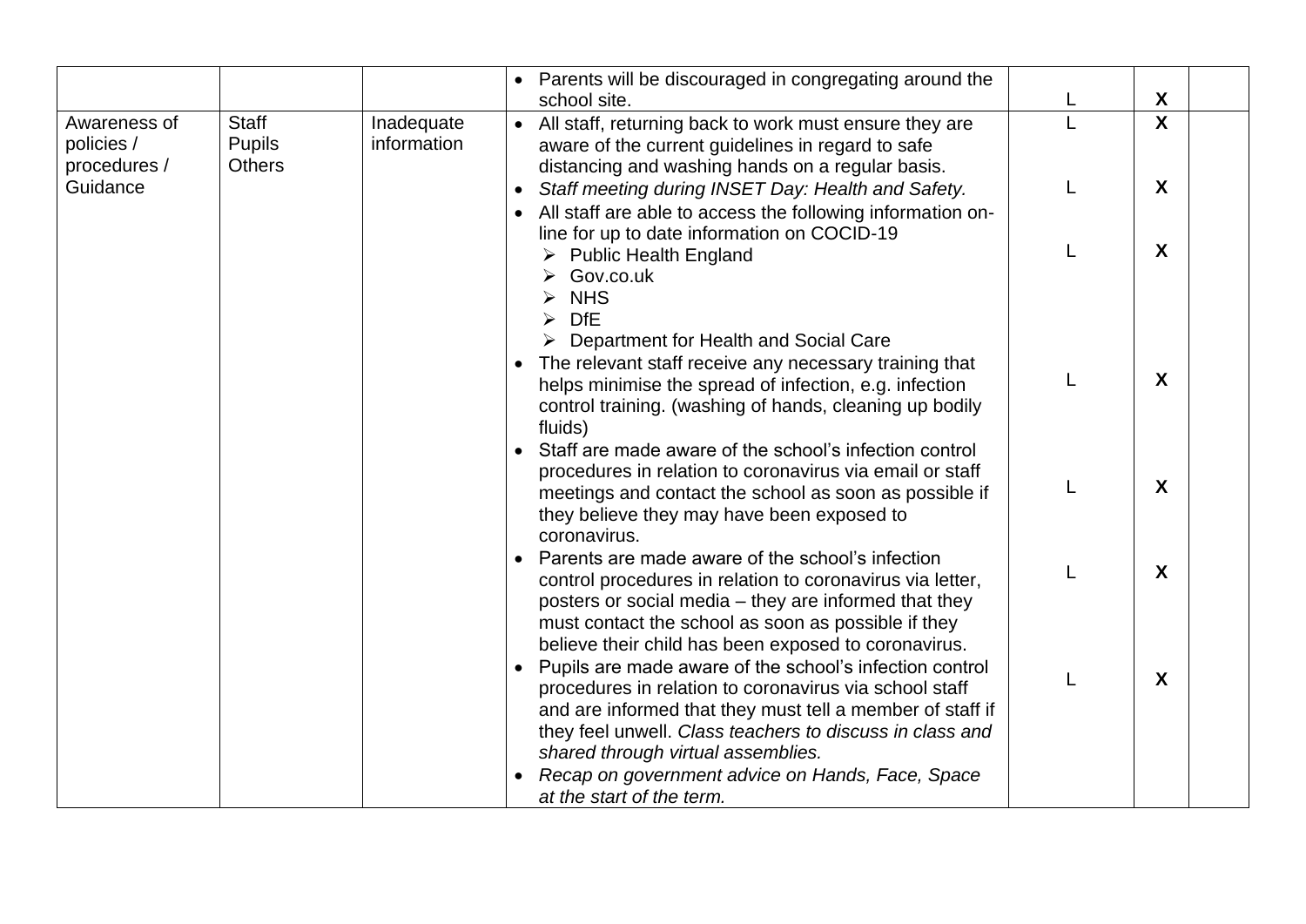| | | | | | | |
|---|---|---|---|---|---|---|
| | | | • Parents will be discouraged in congregating around the school site. | L | X | |
| Awareness of policies / procedures / Guidance | Staff<br>Pupils<br>Others | Inadequate information | • All staff, returning back to work must ensure they are aware of the current guidelines in regard to safe distancing and washing hands on a regular basis. | L | X | |
| | | | • *Staff meeting during INSET Day: Health and Safety.* | L | X | |
| | | | • All staff are able to access the following information on-line for up to date information on COCID-19<br>➢ Public Health England<br>➢ Gov.co.uk<br>➢ NHS<br>➢ DfE<br>➢ Department for Health and Social Care | L | X | |
| | | | • The relevant staff receive any necessary training that helps minimise the spread of infection, e.g. infection control training. (washing of hands, cleaning up bodily fluids) | L | X | |
| | | | • Staff are made aware of the school's infection control procedures in relation to coronavirus via email or staff meetings and contact the school as soon as possible if they believe they may have been exposed to coronavirus. | L | X | |
| | | | • Parents are made aware of the school's infection control procedures in relation to coronavirus via letter, posters or social media – they are informed that they must contact the school as soon as possible if they believe their child has been exposed to coronavirus. | L | X | |
| | | | • Pupils are made aware of the school's infection control procedures in relation to coronavirus via school staff and are informed that they must tell a member of staff if they feel unwell. *Class teachers to discuss in class and shared through virtual assemblies.* | L | X | |
| | | | • *Recap on government advice on Hands, Face, Space at the start of the term.* | | | |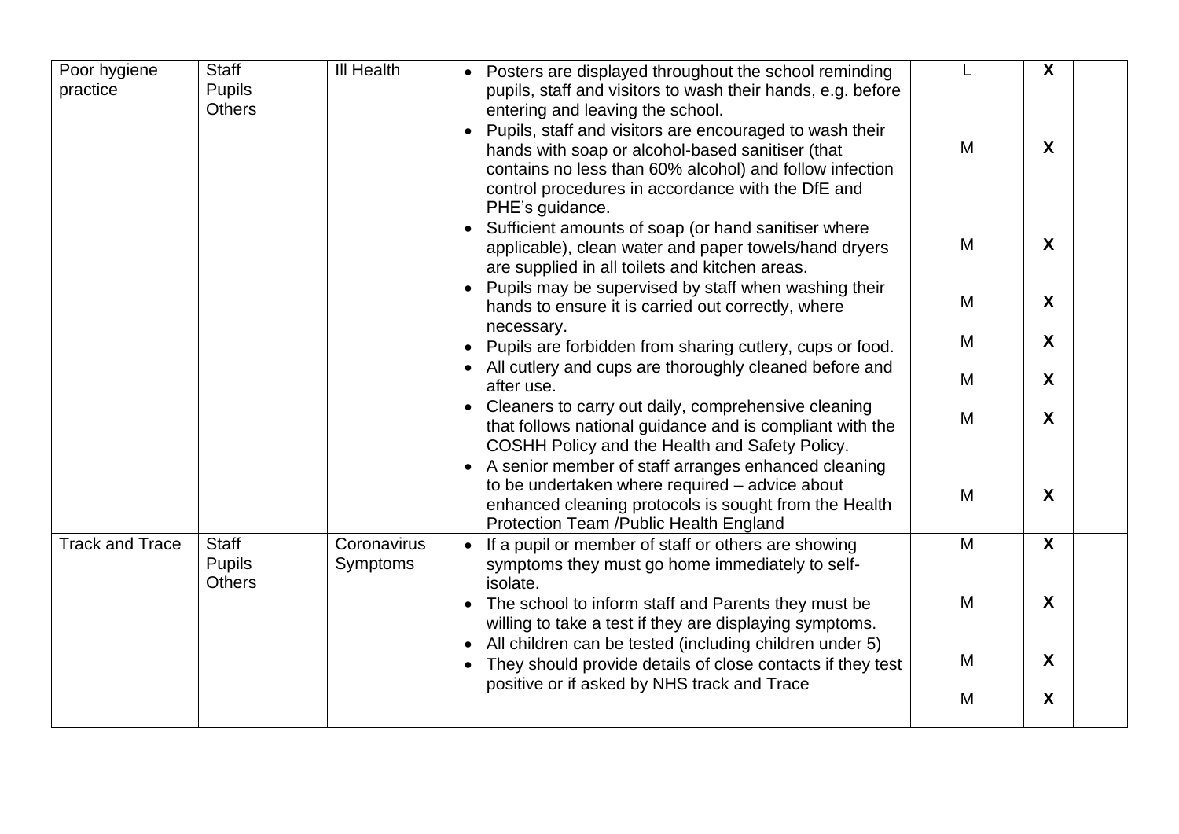| Poor hygiene practice | Staff<br>Pupils<br>Others | Ill Health | • Posters are displayed throughout the school reminding pupils, staff and visitors to wash their hands, e.g. before entering and leaving the school.<br>• Pupils, staff and visitors are encouraged to wash their hands with soap or alcohol-based sanitiser (that contains no less than 60% alcohol) and follow infection control procedures in accordance with the DfE and PHE's guidance.<br>• Sufficient amounts of soap (or hand sanitiser where applicable), clean water and paper towels/hand dryers are supplied in all toilets and kitchen areas.<br>• Pupils may be supervised by staff when washing their hands to ensure it is carried out correctly, where necessary.<br>• Pupils are forbidden from sharing cutlery, cups or food.<br>• All cutlery and cups are thoroughly cleaned before and after use.<br>• Cleaners to carry out daily, comprehensive cleaning that follows national guidance and is compliant with the COSHH Policy and the Health and Safety Policy.<br>• A senior member of staff arranges enhanced cleaning to be undertaken where required – advice about enhanced cleaning protocols is sought from the Health Protection Team /Public Health England | L<br>M<br>M<br>M<br>M<br>M<br>M<br>M | **X**<br>**X**<br>**X**<br>**X**<br>**X**<br>**X**<br>**X**<br>**X** | |
|---|---|---|---|---|---|---|
| Track and Trace | Staff<br>Pupils<br>Others | Coronavirus Symptoms | • If a pupil or member of staff or others are showing symptoms they must go home immediately to self-isolate.<br>• The school to inform staff and Parents they must be willing to take a test if they are displaying symptoms.<br>• All children can be tested (including children under 5)<br>• They should provide details of close contacts if they test positive or if asked by NHS track and Trace | M<br>M<br>M<br>M | **X**<br>**X**<br>**X**<br>**X** | |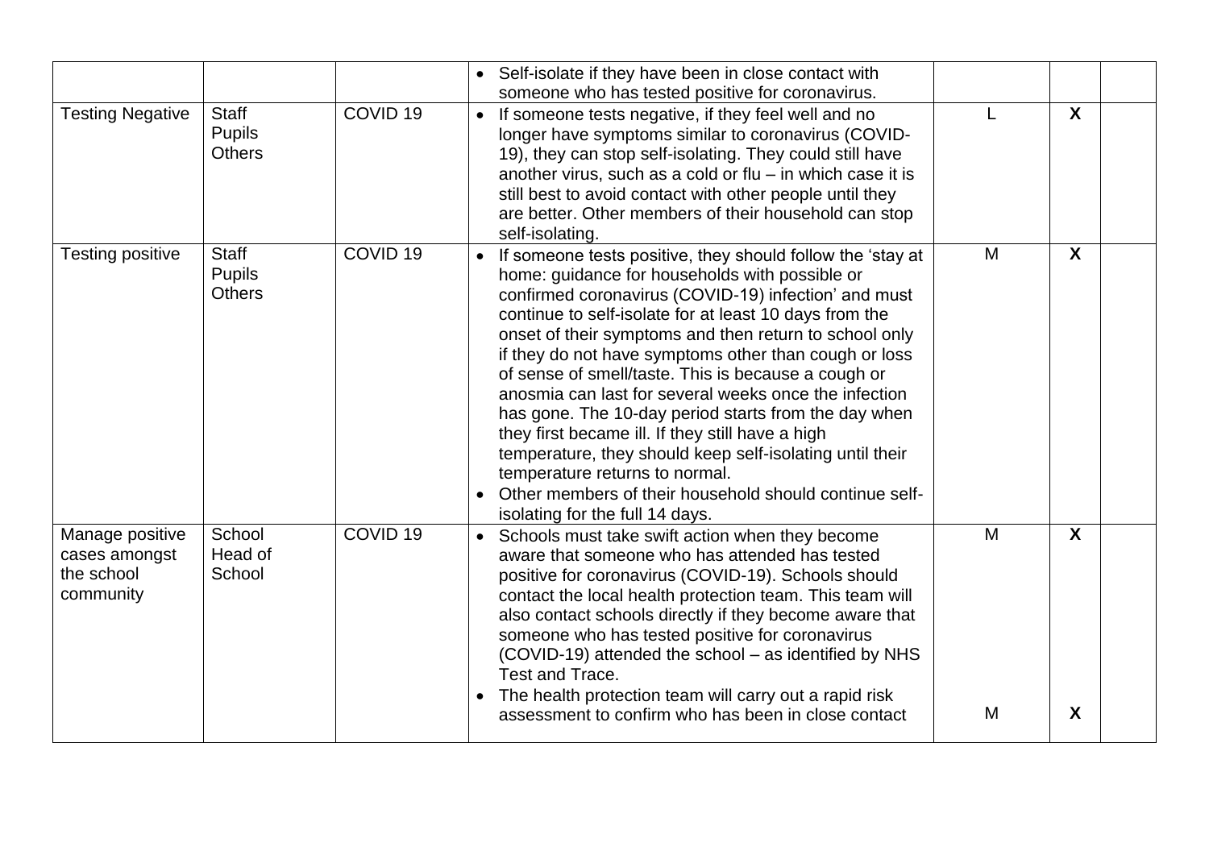| | | | | | | |
|---|---|---|---|---|---|---|
| | | | • Self-isolate if they have been in close contact with someone who has tested positive for coronavirus. | | | |
| Testing Negative | Staff<br>Pupils<br>Others | COVID 19 | • If someone tests negative, if they feel well and no longer have symptoms similar to coronavirus (COVID-19), they can stop self-isolating. They could still have another virus, such as a cold or flu – in which case it is still best to avoid contact with other people until they are better. Other members of their household can stop self-isolating. | L | **X** | |
| Testing positive | Staff<br>Pupils<br>Others | COVID 19 | • If someone tests positive, they should follow the 'stay at home: guidance for households with possible or confirmed coronavirus (COVID-19) infection' and must continue to self-isolate for at least 10 days from the onset of their symptoms and then return to school only if they do not have symptoms other than cough or loss of sense of smell/taste. This is because a cough or anosmia can last for several weeks once the infection has gone. The 10-day period starts from the day when they first became ill. If they still have a high temperature, they should keep self-isolating until their temperature returns to normal.<br>• Other members of their household should continue self-isolating for the full 14 days. | M | **X** | |
| Manage positive cases amongst the school community | School<br>Head of School | COVID 19 | • Schools must take swift action when they become aware that someone who has attended has tested positive for coronavirus (COVID-19). Schools should contact the local health protection team. This team will also contact schools directly if they become aware that someone who has tested positive for coronavirus (COVID-19) attended the school – as identified by NHS Test and Trace. | M | **X** | |
| | | | • The health protection team will carry out a rapid risk assessment to confirm who has been in close contact | M | **X** | |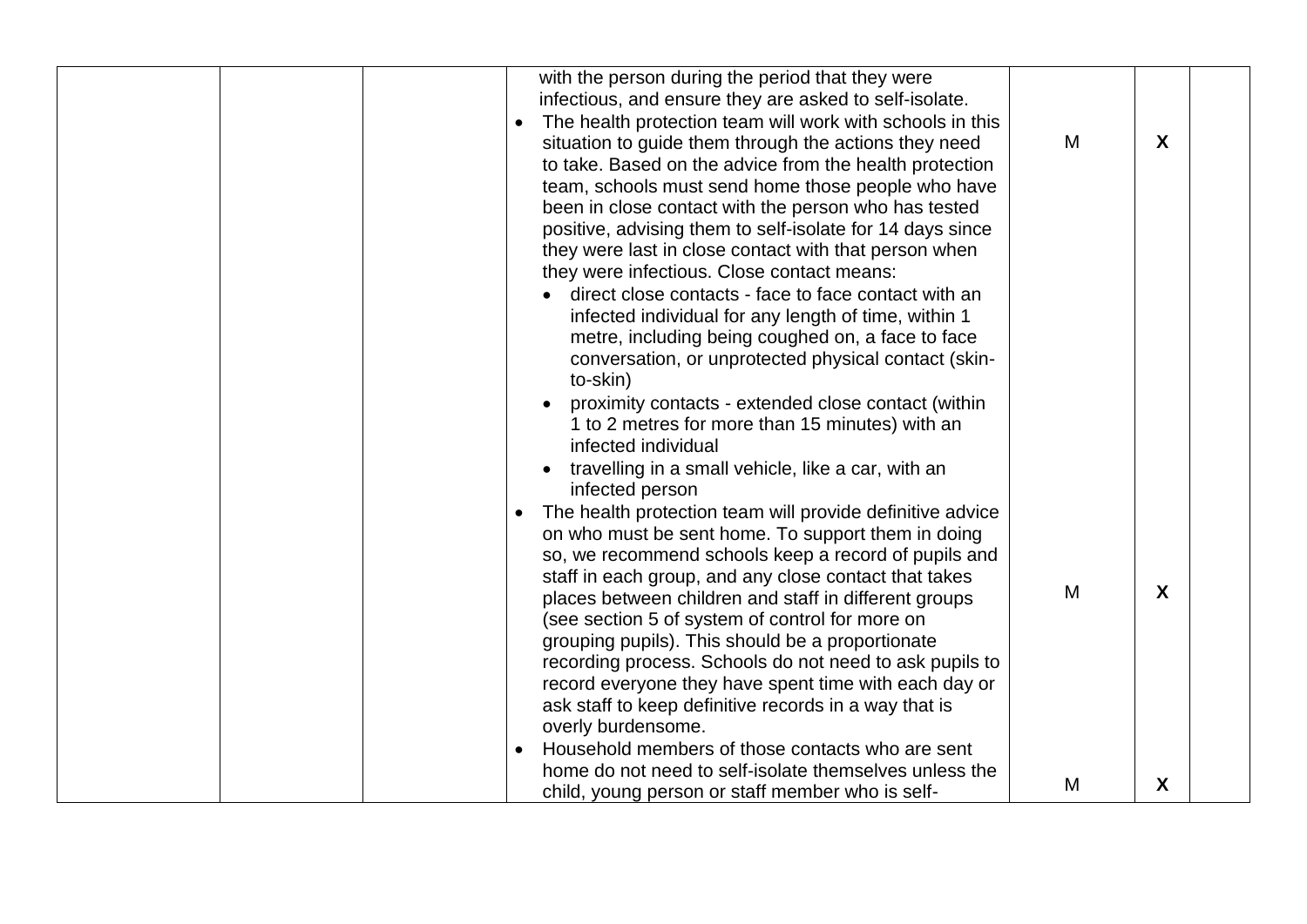| | | | with the person during the period that they were infectious, and ensure they are asked to self-isolate.<br>• The health protection team will work with schools in this situation to guide them through the actions they need to take. Based on the advice from the health protection team, schools must send home those people who have been in close contact with the person who has tested positive, advising them to self-isolate for 14 days since they were last in close contact with that person when they were infectious. Close contact means:<br>  ◦ direct close contacts - face to face contact with an infected individual for any length of time, within 1 metre, including being coughed on, a face to face conversation, or unprotected physical contact (skin-to-skin)<br>  ◦ proximity contacts - extended close contact (within 1 to 2 metres for more than 15 minutes) with an infected individual<br>  ◦ travelling in a small vehicle, like a car, with an infected person | M | X | |
|---|---|---|---|---|---|---|
| | | | • The health protection team will provide definitive advice on who must be sent home. To support them in doing so, we recommend schools keep a record of pupils and staff in each group, and any close contact that takes places between children and staff in different groups (see section 5 of system of control for more on grouping pupils). This should be a proportionate recording process. Schools do not need to ask pupils to record everyone they have spent time with each day or ask staff to keep definitive records in a way that is overly burdensome. | M | X | |
| | | | • Household members of those contacts who are sent home do not need to self-isolate themselves unless the child, young person or staff member who is self- | M | X | |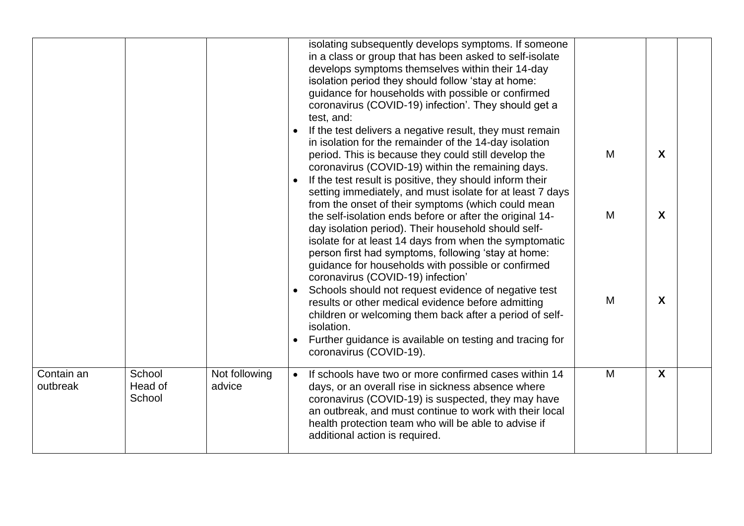| | | | | | | |
|---|---|---|---|---|---|---|
| | | | isolating subsequently develops symptoms. If someone in a class or group that has been asked to self-isolate develops symptoms themselves within their 14-day isolation period they should follow 'stay at home: guidance for households with possible or confirmed coronavirus (COVID-19) infection'. They should get a test, and:<br>• If the test delivers a negative result, they must remain in isolation for the remainder of the 14-day isolation period. This is because they could still develop the coronavirus (COVID-19) within the remaining days.<br>• If the test result is positive, they should inform their setting immediately, and must isolate for at least 7 days from the onset of their symptoms (which could mean the self-isolation ends before or after the original 14-day isolation period). Their household should self-isolate for at least 14 days from when the symptomatic person first had symptoms, following 'stay at home: guidance for households with possible or confirmed coronavirus (COVID-19) infection'<br>• Schools should not request evidence of negative test results or other medical evidence before admitting children or welcoming them back after a period of self-isolation.<br>• Further guidance is available on testing and tracing for coronavirus (COVID-19). | M<br><br>M<br><br>M | **X**<br><br>**X**<br><br>**X** | |
| Contain an outbreak | School Head of School | Not following advice | • If schools have two or more confirmed cases within 14 days, or an overall rise in sickness absence where coronavirus (COVID-19) is suspected, they may have an outbreak, and must continue to work with their local health protection team who will be able to advise if additional action is required. | M | **X** | |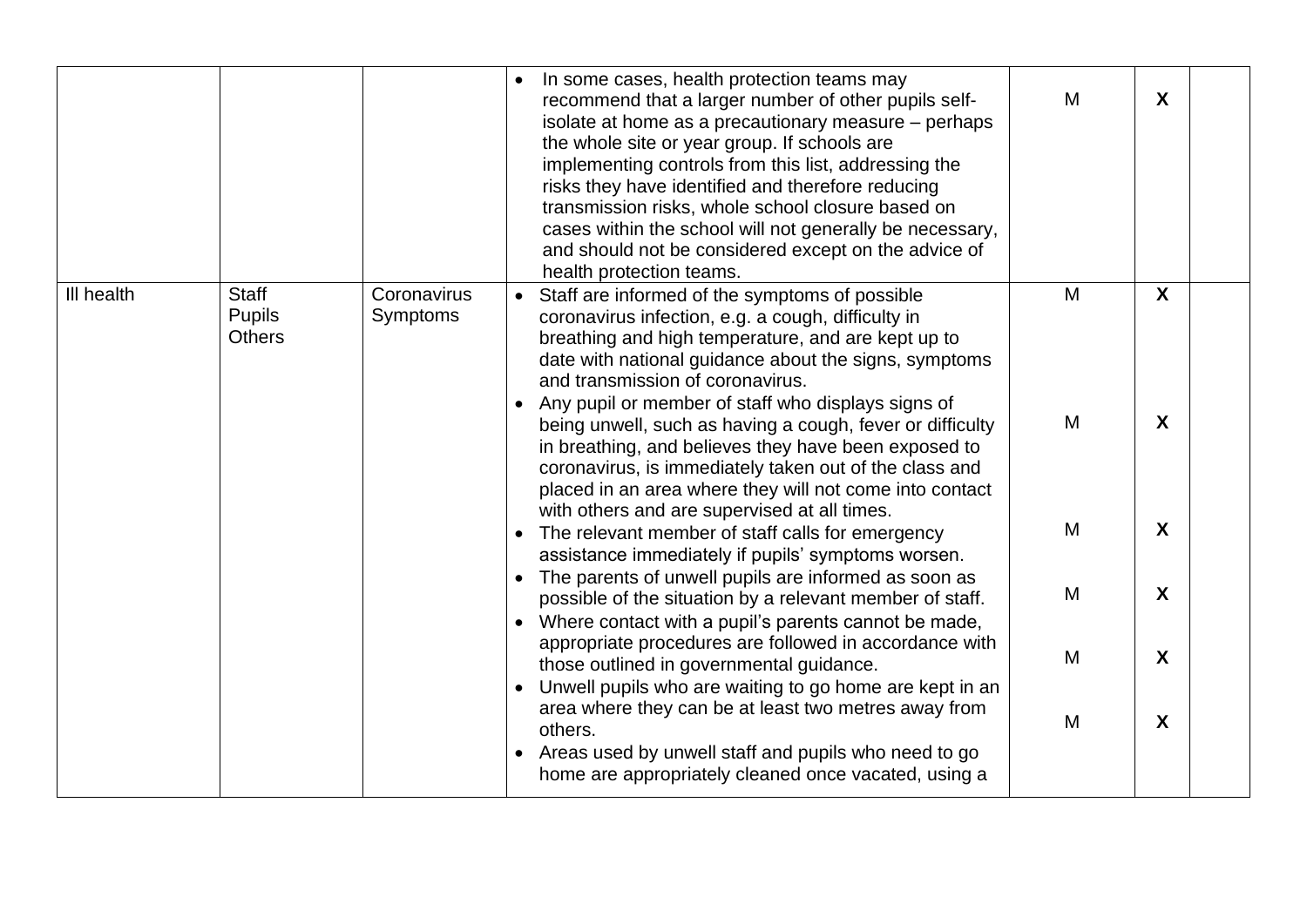| | | | | | | |
|---|---|---|---|---|---|---|
| | | | • In some cases, health protection teams may recommend that a larger number of other pupils self-isolate at home as a precautionary measure – perhaps the whole site or year group. If schools are implementing controls from this list, addressing the risks they have identified and therefore reducing transmission risks, whole school closure based on cases within the school will not generally be necessary, and should not be considered except on the advice of health protection teams. | M | X | |
| Ill health | Staff<br>Pupils<br>Others | Coronavirus Symptoms | • Staff are informed of the symptoms of possible coronavirus infection, e.g. a cough, difficulty in breathing and high temperature, and are kept up to date with national guidance about the signs, symptoms and transmission of coronavirus.<br>• Any pupil or member of staff who displays signs of being unwell, such as having a cough, fever or difficulty in breathing, and believes they have been exposed to coronavirus, is immediately taken out of the class and placed in an area where they will not come into contact with others and are supervised at all times.<br>• The relevant member of staff calls for emergency assistance immediately if pupils' symptoms worsen.<br>• The parents of unwell pupils are informed as soon as possible of the situation by a relevant member of staff.<br>• Where contact with a pupil's parents cannot be made, appropriate procedures are followed in accordance with those outlined in governmental guidance.<br>• Unwell pupils who are waiting to go home are kept in an area where they can be at least two metres away from others.<br>• Areas used by unwell staff and pupils who need to go home are appropriately cleaned once vacated, using a | M<br>M<br>M<br>M<br>M<br>M | X<br>X<br>X<br>X<br>X<br>X | |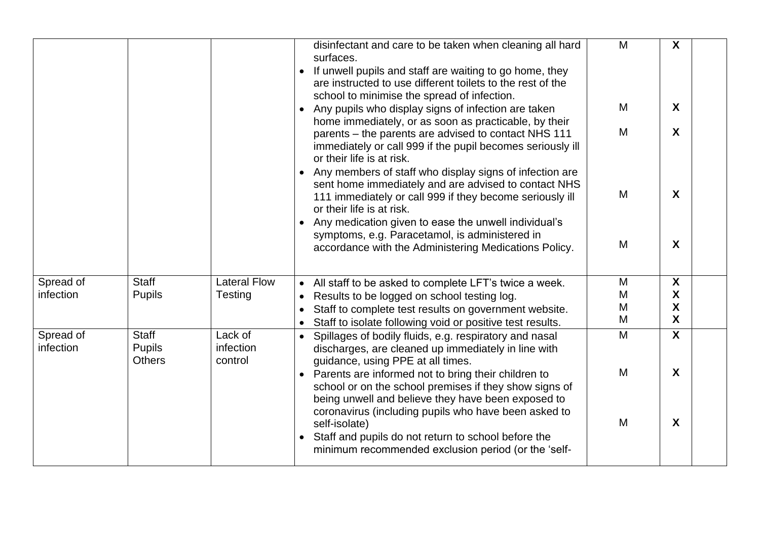| | | | | | | |
|---|---|---|---|---|---|---|
| | | | disinfectant and care to be taken when cleaning all hard surfaces.<br>• If unwell pupils and staff are waiting to go home, they are instructed to use different toilets to the rest of the school to minimise the spread of infection.<br>• Any pupils who display signs of infection are taken home immediately, or as soon as practicable, by their parents – the parents are advised to contact NHS 111 immediately or call 999 if the pupil becomes seriously ill or their life is at risk.<br>• Any members of staff who display signs of infection are sent home immediately and are advised to contact NHS 111 immediately or call 999 if they become seriously ill or their life is at risk.<br>• Any medication given to ease the unwell individual's symptoms, e.g. Paracetamol, is administered in accordance with the Administering Medications Policy. | M<br><br>M<br><br>M<br><br>M<br><br>M | **X**<br><br>**X**<br><br>**X**<br><br>**X**<br><br>**X** | |
| Spread of infection | Staff<br>Pupils | Lateral Flow Testing | • All staff to be asked to complete LFT's twice a week.<br>• Results to be logged on school testing log.<br>• Staff to complete test results on government website.<br>• Staff to isolate following void or positive test results. | M<br>M<br>M<br>M | **X**<br>**X**<br>**X**<br>**X** | |
| Spread of infection | Staff<br>Pupils<br>Others | Lack of infection control | • Spillages of bodily fluids, e.g. respiratory and nasal discharges, are cleaned up immediately in line with guidance, using PPE at all times.<br>• Parents are informed not to bring their children to school or on the school premises if they show signs of being unwell and believe they have been exposed to coronavirus (including pupils who have been asked to self-isolate)<br>• Staff and pupils do not return to school before the minimum recommended exclusion period (or the 'self- | M<br><br>M<br><br>M | **X**<br><br>**X**<br><br>**X** | |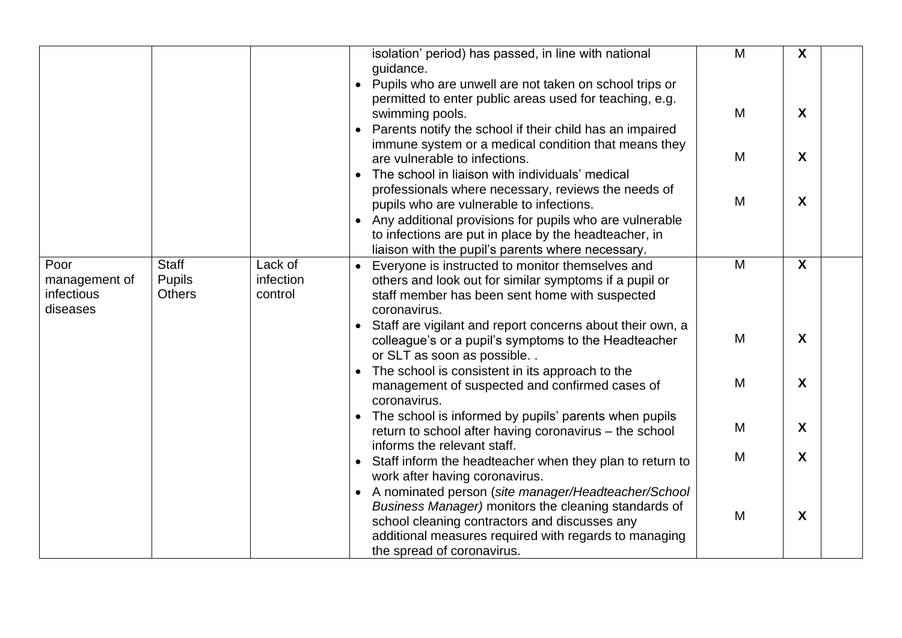| | | | | | | |
|---|---|---|---|---|---|---|
| | | | isolation' period) has passed, in line with national guidance.<br>• Pupils who are unwell are not taken on school trips or permitted to enter public areas used for teaching, e.g. swimming pools.<br>• Parents notify the school if their child has an impaired immune system or a medical condition that means they are vulnerable to infections.<br>• The school in liaison with individuals' medical professionals where necessary, reviews the needs of pupils who are vulnerable to infections.<br>• Any additional provisions for pupils who are vulnerable to infections are put in place by the headteacher, in liaison with the pupil's parents where necessary. | M<br><br>M<br><br>M<br><br>M | **X**<br><br>**X**<br><br>**X**<br><br>**X** | |
| Poor management of infectious diseases | Staff<br>Pupils<br>Others | Lack of infection control | • Everyone is instructed to monitor themselves and others and look out for similar symptoms if a pupil or staff member has been sent home with suspected coronavirus.<br>• Staff are vigilant and report concerns about their own, a colleague's or a pupil's symptoms to the Headteacher or SLT as soon as possible. .<br>• The school is consistent in its approach to the management of suspected and confirmed cases of coronavirus.<br>• The school is informed by pupils' parents when pupils return to school after having coronavirus – the school informs the relevant staff.<br>• Staff inform the headteacher when they plan to return to work after having coronavirus.<br>• A nominated person (*site manager/Headteacher/School Business Manager)* monitors the cleaning standards of school cleaning contractors and discusses any additional measures required with regards to managing the spread of coronavirus. | M<br><br>M<br><br>M<br><br>M<br><br>M<br><br>M | **X**<br><br>**X**<br><br>**X**<br><br>**X**<br><br>**X**<br><br>**X** | |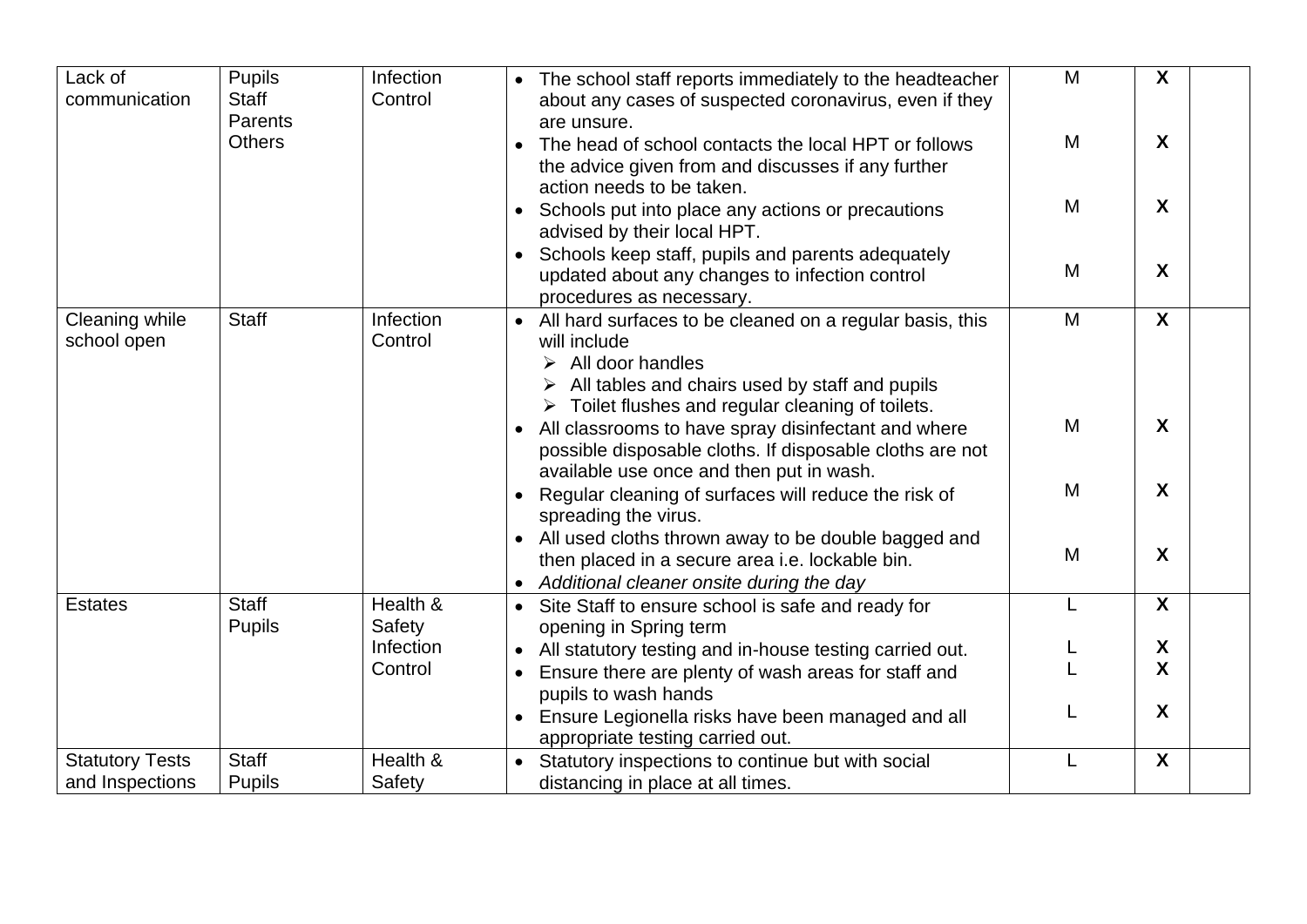| Lack of communication | Pupils<br>Staff<br>Parents<br>Others | Infection Control | • The school staff reports immediately to the headteacher about any cases of suspected coronavirus, even if they are unsure.<br>• The head of school contacts the local HPT or follows the advice given from and discusses if any further action needs to be taken.<br>• Schools put into place any actions or precautions advised by their local HPT.<br>• Schools keep staff, pupils and parents adequately updated about any changes to infection control procedures as necessary. | M<br>M<br>M<br>M | **X**<br>**X**<br>**X**<br>**X** | |
|---|---|---|---|---|---|---|
| Cleaning while school open | Staff | Infection Control | • All hard surfaces to be cleaned on a regular basis, this will include<br>➢ All door handles<br>➢ All tables and chairs used by staff and pupils<br>➢ Toilet flushes and regular cleaning of toilets.<br>• All classrooms to have spray disinfectant and where possible disposable cloths. If disposable cloths are not available use once and then put in wash.<br>• Regular cleaning of surfaces will reduce the risk of spreading the virus.<br>• All used cloths thrown away to be double bagged and then placed in a secure area i.e. lockable bin.<br>• *Additional cleaner onsite during the day* | M<br>M<br>M<br>M | **X**<br>**X**<br>**X**<br>**X** | |
| Estates | Staff<br>Pupils | Health & Safety<br>Infection Control | • Site Staff to ensure school is safe and ready for opening in Spring term<br>• All statutory testing and in-house testing carried out.<br>• Ensure there are plenty of wash areas for staff and pupils to wash hands<br>• Ensure Legionella risks have been managed and all appropriate testing carried out. | L<br>L<br>L<br>L | **X**<br>**X**<br>**X**<br>**X** | |
| Statutory Tests and Inspections | Staff<br>Pupils | Health & Safety | • Statutory inspections to continue but with social distancing in place at all times. | L | **X** | |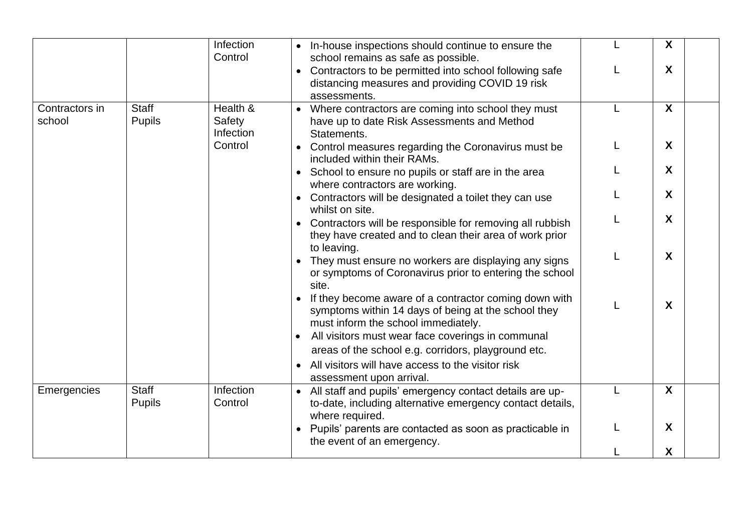| | | | | | | |
|---|---|---|---|---|---|---|
| | | Infection Control | • In-house inspections should continue to ensure the school remains as safe as possible.<br>• Contractors to be permitted into school following safe distancing measures and providing COVID 19 risk assessments. | L<br><br>L | X<br><br>X | |
| Contractors in school | Staff<br>Pupils | Health & Safety<br>Infection Control | • Where contractors are coming into school they must have up to date Risk Assessments and Method Statements.<br>• Control measures regarding the Coronavirus must be included within their RAMs.<br>• School to ensure no pupils or staff are in the area where contractors are working.<br>• Contractors will be designated a toilet they can use whilst on site.<br>• Contractors will be responsible for removing all rubbish they have created and to clean their area of work prior to leaving.<br>• They must ensure no workers are displaying any signs or symptoms of Coronavirus prior to entering the school site.<br>• If they become aware of a contractor coming down with symptoms within 14 days of being at the school they must inform the school immediately.<br>• All visitors must wear face coverings in communal areas of the school e.g. corridors, playground etc.<br>• All visitors will have access to the visitor risk assessment upon arrival. | L<br><br>L<br><br>L<br><br>L<br><br>L<br><br>L<br><br>L | X<br><br>X<br><br>X<br><br>X<br><br>X<br><br>X<br><br>X | |
| Emergencies | Staff<br>Pupils | Infection Control | • All staff and pupils' emergency contact details are up-to-date, including alternative emergency contact details, where required.<br>• Pupils' parents are contacted as soon as practicable in the event of an emergency. | L<br><br>L<br><br>L | X<br><br>X<br><br>X | |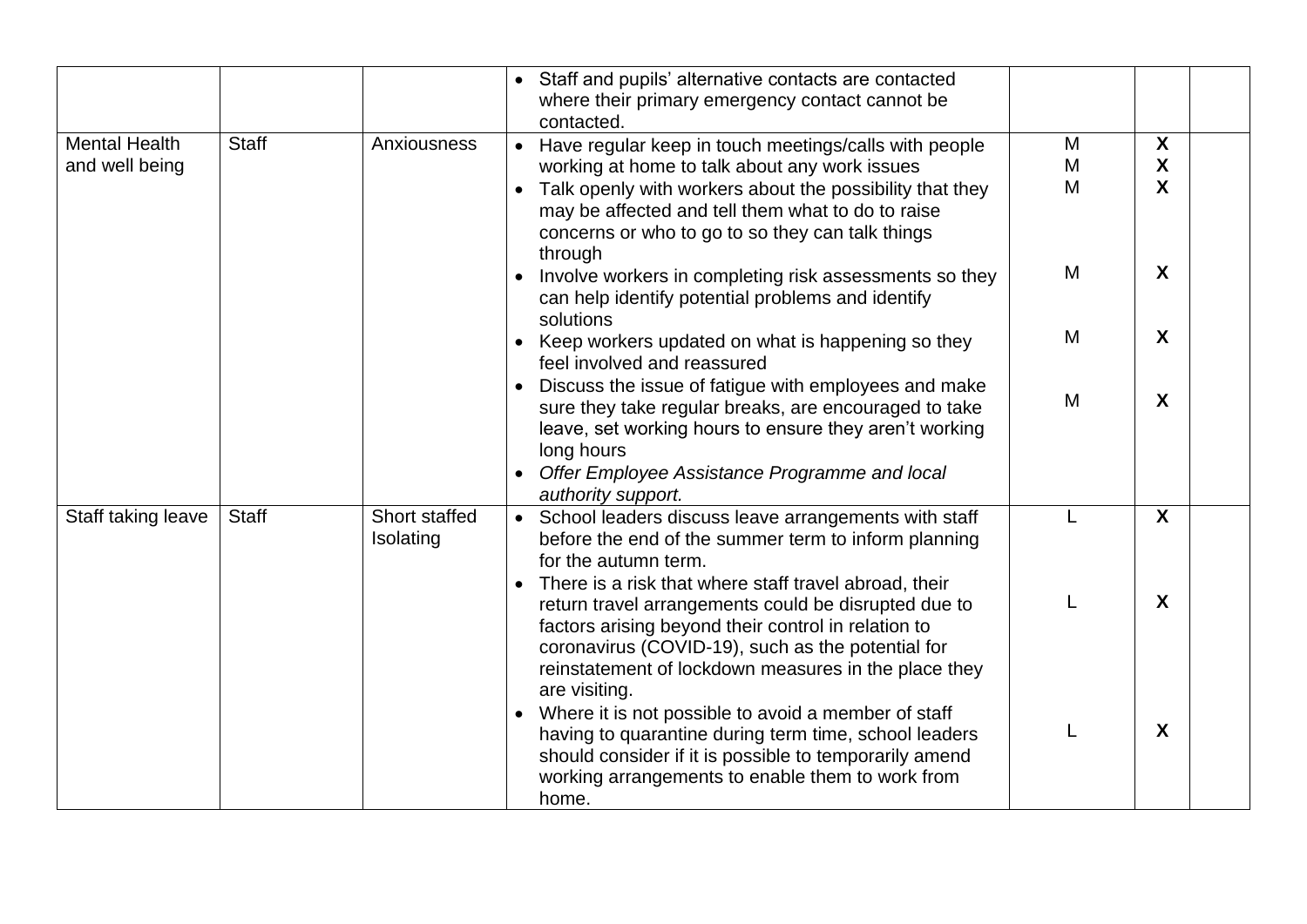| | | | | | | |
|---|---|---|---|---|---|---|
| | | | • Staff and pupils' alternative contacts are contacted where their primary emergency contact cannot be contacted. | | | |
| Mental Health and well being | Staff | Anxiousness | • Have regular keep in touch meetings/calls with people working at home to talk about any work issues<br>• Talk openly with workers about the possibility that they may be affected and tell them what to do to raise concerns or who to go to so they can talk things through<br>• Involve workers in completing risk assessments so they can help identify potential problems and identify solutions<br>• Keep workers updated on what is happening so they feel involved and reassured<br>• Discuss the issue of fatigue with employees and make sure they take regular breaks, are encouraged to take leave, set working hours to ensure they aren't working long hours<br>• *Offer Employee Assistance Programme and local authority support.* | M<br>M<br>M<br>M<br>M<br>M | **X**<br>**X**<br>**X**<br>**X**<br>**X**<br>**X** | |
| Staff taking leave | Staff | Short staffed Isolating | • School leaders discuss leave arrangements with staff before the end of the summer term to inform planning for the autumn term.<br>• There is a risk that where staff travel abroad, their return travel arrangements could be disrupted due to factors arising beyond their control in relation to coronavirus (COVID-19), such as the potential for reinstatement of lockdown measures in the place they are visiting.<br>• Where it is not possible to avoid a member of staff having to quarantine during term time, school leaders should consider if it is possible to temporarily amend working arrangements to enable them to work from home. | L<br>L<br>L | **X**<br>**X**<br>**X** | |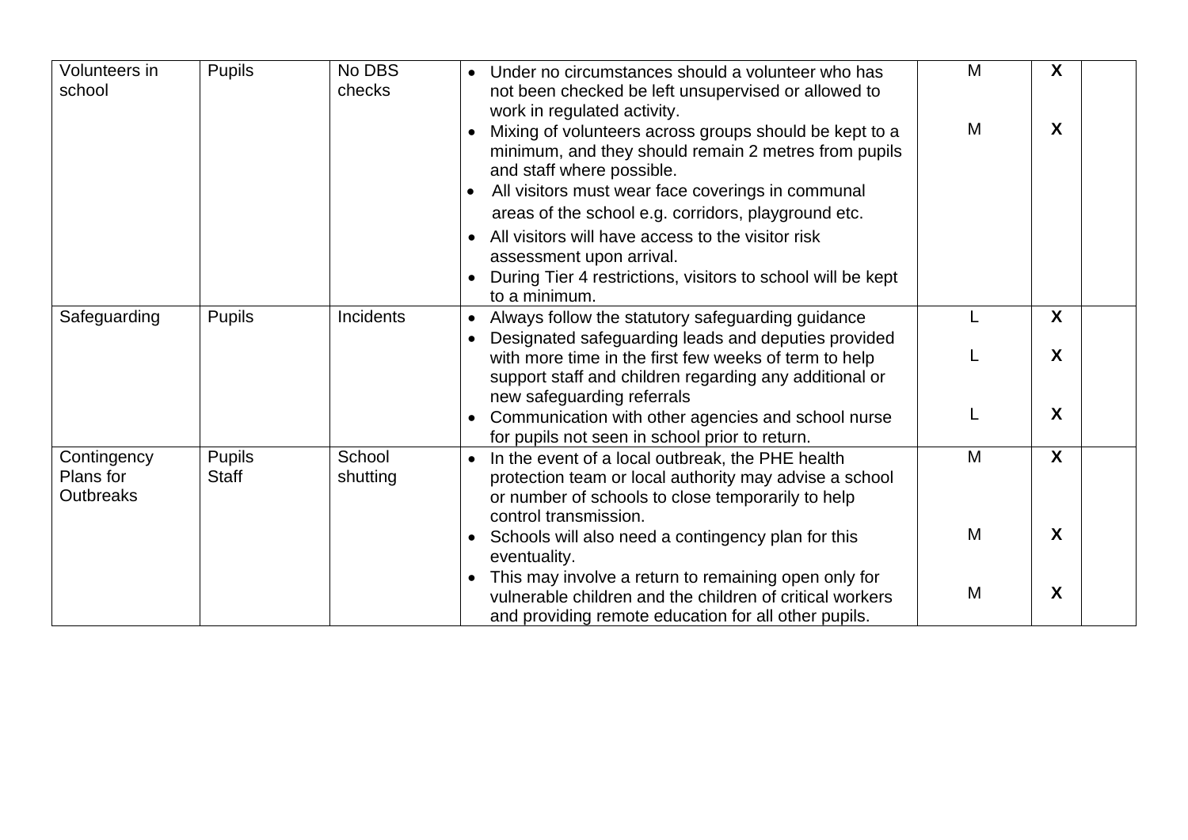| | | | | | | |
|---|---|---|---|---|---|---|
| Volunteers in school | Pupils | No DBS checks | • Under no circumstances should a volunteer who has not been checked be left unsupervised or allowed to work in regulated activity.<br>• Mixing of volunteers across groups should be kept to a minimum, and they should remain 2 metres from pupils and staff where possible.<br>• All visitors must wear face coverings in communal areas of the school e.g. corridors, playground etc.<br>• All visitors will have access to the visitor risk assessment upon arrival.<br>• During Tier 4 restrictions, visitors to school will be kept to a minimum. | M<br><br>M | **X**<br><br>**X** | |
| Safeguarding | Pupils | Incidents | • Always follow the statutory safeguarding guidance<br>• Designated safeguarding leads and deputies provided with more time in the first few weeks of term to help support staff and children regarding any additional or new safeguarding referrals<br>• Communication with other agencies and school nurse for pupils not seen in school prior to return. | L<br><br>L<br><br>L | **X**<br><br>**X**<br><br>**X** | |
| Contingency Plans for Outbreaks | Pupils<br>Staff | School shutting | • In the event of a local outbreak, the PHE health protection team or local authority may advise a school or number of schools to close temporarily to help control transmission.<br>• Schools will also need a contingency plan for this eventuality.<br>• This may involve a return to remaining open only for vulnerable children and the children of critical workers and providing remote education for all other pupils. | M<br><br>M<br><br>M | **X**<br><br>**X**<br><br>**X** | |